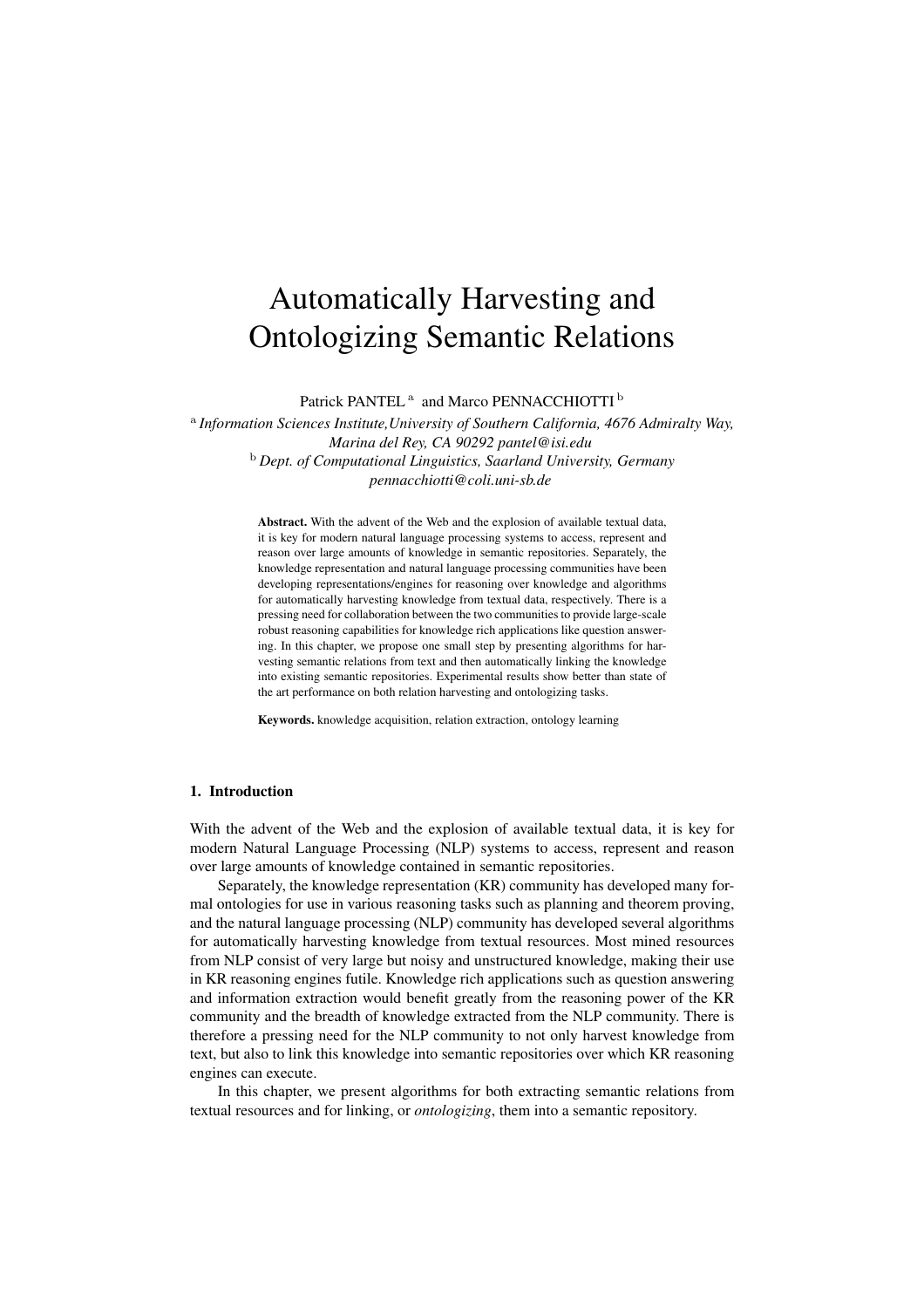# Automatically Harvesting and Ontologizing Semantic Relations

Patrick PANTEL [a] and Marco PENNACCHIOTTI [b]

[a] *Information Sciences Institute,University of Southern California, 4676 Admiralty Way, Marina del Rey, CA 90292 pantel@isi.edu*

[b] *Dept. of Computational Linguistics, Saarland University, Germany pennacchiotti@coli.uni-sb.de*

**Abstract.** With the advent of the Web and the explosion of available textual data, it is key for modern natural language processing systems to access, represent and reason over large amounts of knowledge in semantic repositories. Separately, the knowledge representation and natural language processing communities have been developing representations/engines for reasoning over knowledge and algorithms for automatically harvesting knowledge from textual data, respectively. There is a pressing need for collaboration between the two communities to provide large-scale robust reasoning capabilities for knowledge rich applications like question answering. In this chapter, we propose one small step by presenting algorithms for harvesting semantic relations from text and then automatically linking the knowledge into existing semantic repositories. Experimental results show better than state of the art performance on both relation harvesting and ontologizing tasks.

**Keywords.** knowledge acquisition, relation extraction, ontology learning

## 1. Introduction

With the advent of the Web and the explosion of available textual data, it is key for modern Natural Language Processing (NLP) systems to access, represent and reason over large amounts of knowledge contained in semantic repositories.

Separately, the knowledge representation (KR) community has developed many formal ontologies for use in various reasoning tasks such as planning and theorem proving, and the natural language processing (NLP) community has developed several algorithms for automatically harvesting knowledge from textual resources. Most mined resources from NLP consist of very large but noisy and unstructured knowledge, making their use in KR reasoning engines futile. Knowledge rich applications such as question answering and information extraction would benefit greatly from the reasoning power of the KR community and the breadth of knowledge extracted from the NLP community. There is therefore a pressing need for the NLP community to not only harvest knowledge from text, but also to link this knowledge into semantic repositories over which KR reasoning engines can execute.

In this chapter, we present algorithms for both extracting semantic relations from textual resources and for linking, or *ontologizing*, them into a semantic repository.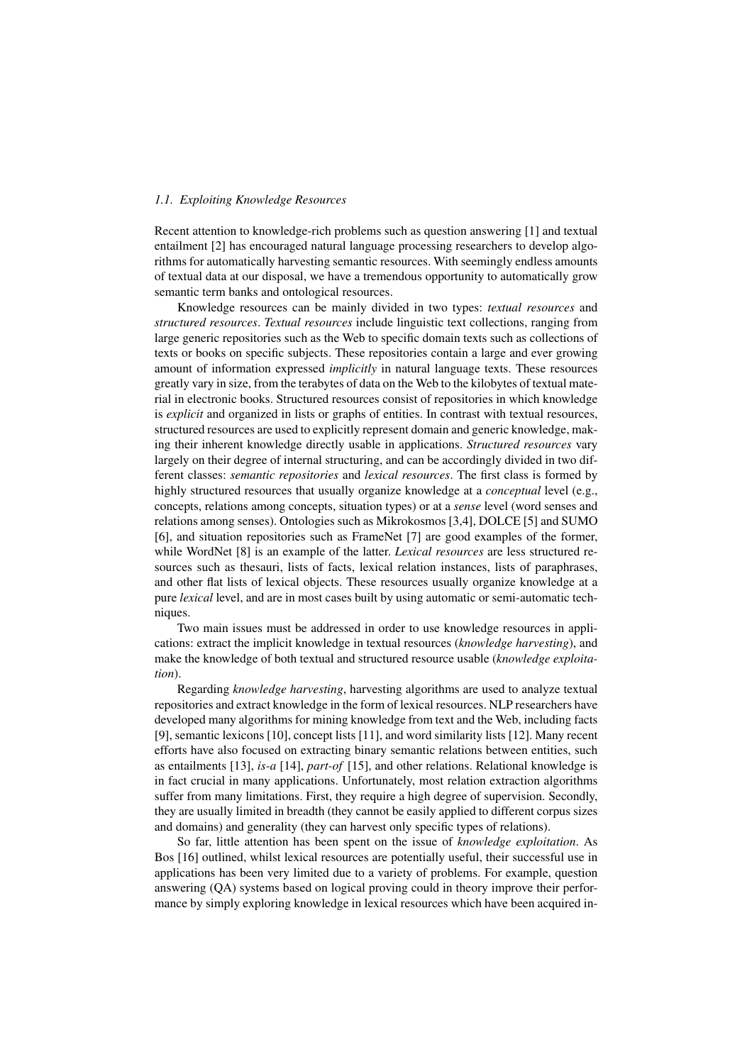### *1.1. Exploiting Knowledge Resources*

Recent attention to knowledge-rich problems such as question answering [1] and textual entailment [2] has encouraged natural language processing researchers to develop algorithms for automatically harvesting semantic resources. With seemingly endless amounts of textual data at our disposal, we have a tremendous opportunity to automatically grow semantic term banks and ontological resources.

Knowledge resources can be mainly divided in two types: *textual resources* and *structured resources*. *Textual resources* include linguistic text collections, ranging from large generic repositories such as the Web to specific domain texts such as collections of texts or books on specific subjects. These repositories contain a large and ever growing amount of information expressed *implicitly* in natural language texts. These resources greatly vary in size, from the terabytes of data on the Web to the kilobytes of textual material in electronic books. Structured resources consist of repositories in which knowledge is *explicit* and organized in lists or graphs of entities. In contrast with textual resources, structured resources are used to explicitly represent domain and generic knowledge, making their inherent knowledge directly usable in applications. *Structured resources* vary largely on their degree of internal structuring, and can be accordingly divided in two different classes: *semantic repositories* and *lexical resources*. The first class is formed by highly structured resources that usually organize knowledge at a *conceptual* level (e.g., concepts, relations among concepts, situation types) or at a *sense* level (word senses and relations among senses). Ontologies such as Mikrokosmos [3,4], DOLCE [5] and SUMO [6], and situation repositories such as FrameNet [7] are good examples of the former, while WordNet [8] is an example of the latter. *Lexical resources* are less structured resources such as thesauri, lists of facts, lexical relation instances, lists of paraphrases, and other flat lists of lexical objects. These resources usually organize knowledge at a pure *lexical* level, and are in most cases built by using automatic or semi-automatic techniques.

Two main issues must be addressed in order to use knowledge resources in applications: extract the implicit knowledge in textual resources (*knowledge harvesting*), and make the knowledge of both textual and structured resource usable (*knowledge exploitation*).

Regarding *knowledge harvesting*, harvesting algorithms are used to analyze textual repositories and extract knowledge in the form of lexical resources. NLP researchers have developed many algorithms for mining knowledge from text and the Web, including facts [9], semantic lexicons [10], concept lists [11], and word similarity lists [12]. Many recent efforts have also focused on extracting binary semantic relations between entities, such as entailments [13], *is-a* [14], *part-of* [15], and other relations. Relational knowledge is in fact crucial in many applications. Unfortunately, most relation extraction algorithms suffer from many limitations. First, they require a high degree of supervision. Secondly, they are usually limited in breadth (they cannot be easily applied to different corpus sizes and domains) and generality (they can harvest only specific types of relations).

So far, little attention has been spent on the issue of *knowledge exploitation*. As Bos [16] outlined, whilst lexical resources are potentially useful, their successful use in applications has been very limited due to a variety of problems. For example, question answering (QA) systems based on logical proving could in theory improve their performance by simply exploring knowledge in lexical resources which have been acquired in-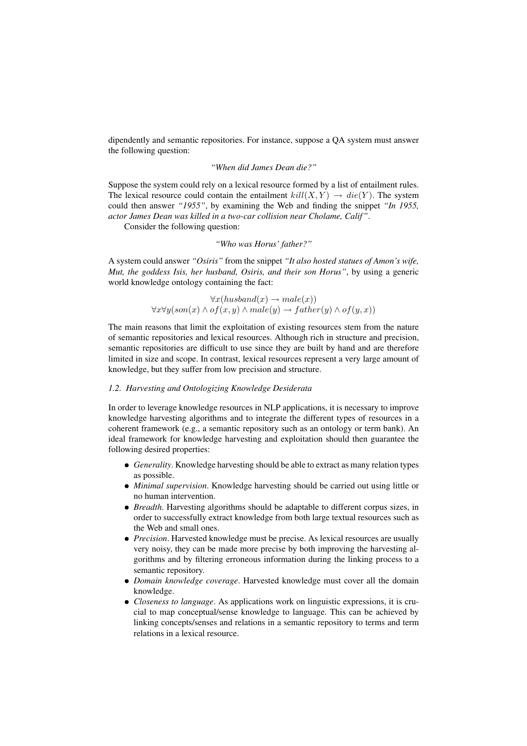dipendently and semantic repositories. For instance, suppose a QA system must answer the following question:

*"When did James Dean die?"*

Suppose the system could rely on a lexical resource formed by a list of entailment rules. The lexical resource could contain the entailment $kill(X, Y) \rightarrow die(Y)$. The system could then answer *"1955"*, by examining the Web and finding the snippet *"In 1955, actor James Dean was killed in a two-car collision near Cholame, Calif"*.

Consider the following question:

*"Who was Horus' father?"*

A system could answer *"Osiris"* from the snippet *"It also hosted statues of Amon's wife, Mut, the goddess Isis, her husband, Osiris, and their son Horus"*, by using a generic world knowledge ontology containing the fact:

$$\forall x(husband(x) \rightarrow male(x))$$
$$\forall x \forall y(son(x) \wedge of(x, y) \wedge male(y) \rightarrow father(y) \wedge of(y, x))$$

The main reasons that limit the exploitation of existing resources stem from the nature of semantic repositories and lexical resources. Although rich in structure and precision, semantic repositories are difficult to use since they are built by hand and are therefore limited in size and scope. In contrast, lexical resources represent a very large amount of knowledge, but they suffer from low precision and structure.

### *1.2. Harvesting and Ontologizing Knowledge Desiderata*

In order to leverage knowledge resources in NLP applications, it is necessary to improve knowledge harvesting algorithms and to integrate the different types of resources in a coherent framework (e.g., a semantic repository such as an ontology or term bank). An ideal framework for knowledge harvesting and exploitation should then guarantee the following desired properties:

- *Generality*. Knowledge harvesting should be able to extract as many relation types as possible.
- *Minimal supervision*. Knowledge harvesting should be carried out using little or no human intervention.
- *Breadth*. Harvesting algorithms should be adaptable to different corpus sizes, in order to successfully extract knowledge from both large textual resources such as the Web and small ones.
- *Precision*. Harvested knowledge must be precise. As lexical resources are usually very noisy, they can be made more precise by both improving the harvesting algorithms and by filtering erroneous information during the linking process to a semantic repository.
- *Domain knowledge coverage*. Harvested knowledge must cover all the domain knowledge.
- *Closeness to language*. As applications work on linguistic expressions, it is crucial to map conceptual/sense knowledge to language. This can be achieved by linking concepts/senses and relations in a semantic repository to terms and term relations in a lexical resource.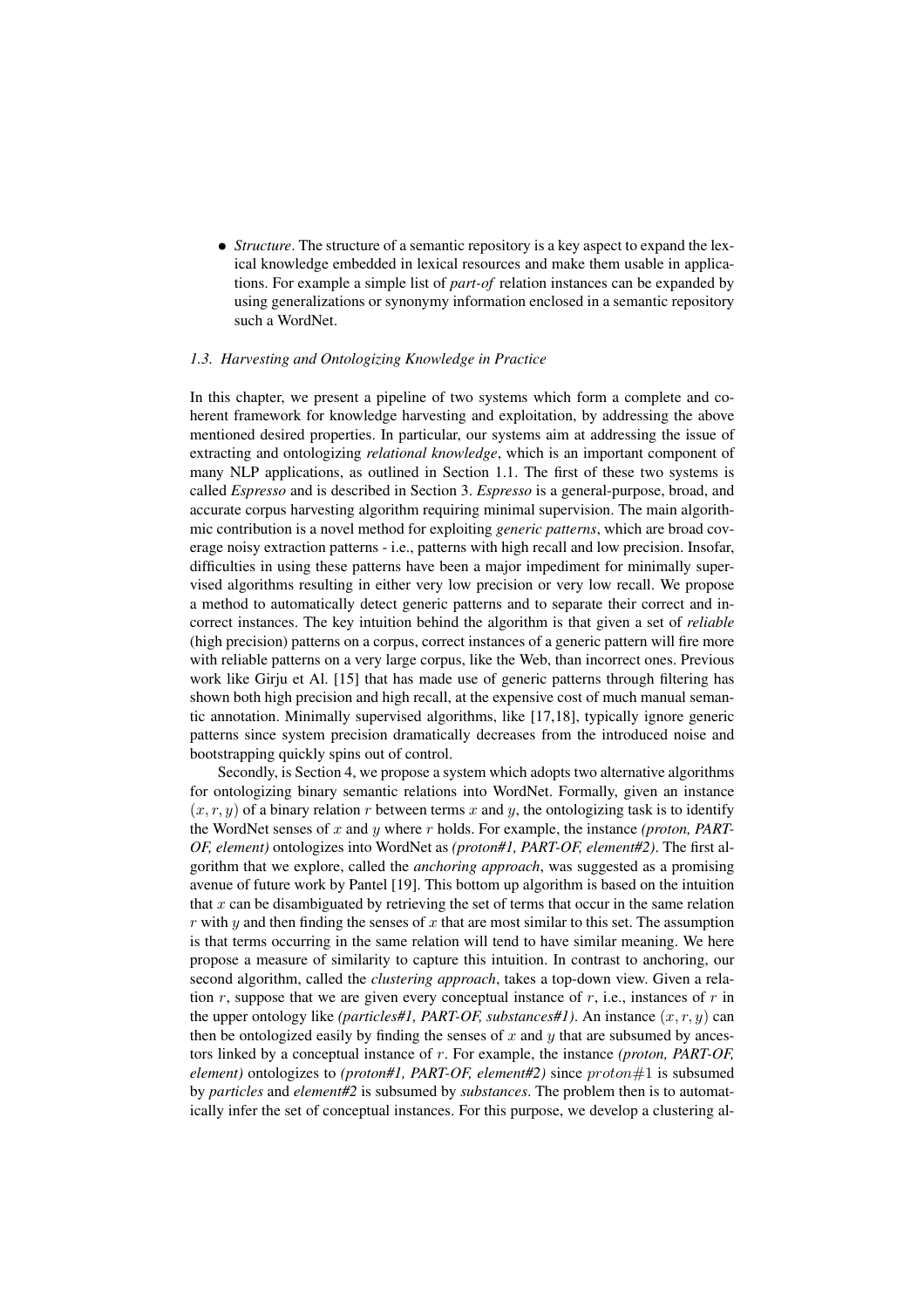- *Structure*. The structure of a semantic repository is a key aspect to expand the lexical knowledge embedded in lexical resources and make them usable in applications. For example a simple list of *part-of* relation instances can be expanded by using generalizations or synonymy information enclosed in a semantic repository such a WordNet.

### *1.3. Harvesting and Ontologizing Knowledge in Practice*

In this chapter, we present a pipeline of two systems which form a complete and coherent framework for knowledge harvesting and exploitation, by addressing the above mentioned desired properties. In particular, our systems aim at addressing the issue of extracting and ontologizing *relational knowledge*, which is an important component of many NLP applications, as outlined in Section 1.1. The first of these two systems is called *Espresso* and is described in Section 3. *Espresso* is a general-purpose, broad, and accurate corpus harvesting algorithm requiring minimal supervision. The main algorithmic contribution is a novel method for exploiting *generic patterns*, which are broad coverage noisy extraction patterns - i.e., patterns with high recall and low precision. Insofar, difficulties in using these patterns have been a major impediment for minimally supervised algorithms resulting in either very low precision or very low recall. We propose a method to automatically detect generic patterns and to separate their correct and incorrect instances. The key intuition behind the algorithm is that given a set of *reliable* (high precision) patterns on a corpus, correct instances of a generic pattern will fire more with reliable patterns on a very large corpus, like the Web, than incorrect ones. Previous work like Girju et Al. [15] that has made use of generic patterns through filtering has shown both high precision and high recall, at the expensive cost of much manual semantic annotation. Minimally supervised algorithms, like [17,18], typically ignore generic patterns since system precision dramatically decreases from the introduced noise and bootstrapping quickly spins out of control.

Secondly, is Section 4, we propose a system which adopts two alternative algorithms for ontologizing binary semantic relations into WordNet. Formally, given an instance $(x, r, y)$ of a binary relation $r$ between terms $x$ and $y$, the ontologizing task is to identify the WordNet senses of $x$ and $y$ where $r$ holds. For example, the instance *(proton, PART-OF, element)* ontologizes into WordNet as *(proton#1, PART-OF, element#2)*. The first algorithm that we explore, called the *anchoring approach*, was suggested as a promising avenue of future work by Pantel [19]. This bottom up algorithm is based on the intuition that $x$ can be disambiguated by retrieving the set of terms that occur in the same relation $r$ with $y$ and then finding the senses of $x$ that are most similar to this set. The assumption is that terms occurring in the same relation will tend to have similar meaning. We here propose a measure of similarity to capture this intuition. In contrast to anchoring, our second algorithm, called the *clustering approach*, takes a top-down view. Given a relation $r$, suppose that we are given every conceptual instance of $r$, i.e., instances of $r$ in the upper ontology like *(particles#1, PART-OF, substances#1)*. An instance $(x, r, y)$ can then be ontologized easily by finding the senses of $x$ and $y$ that are subsumed by ancestors linked by a conceptual instance of $r$. For example, the instance *(proton, PART-OF, element)* ontologizes to *(proton#1, PART-OF, element#2)* since $proton\#1$ is subsumed by *particles* and *element#2* is subsumed by *substances*. The problem then is to automatically infer the set of conceptual instances. For this purpose, we develop a clustering al-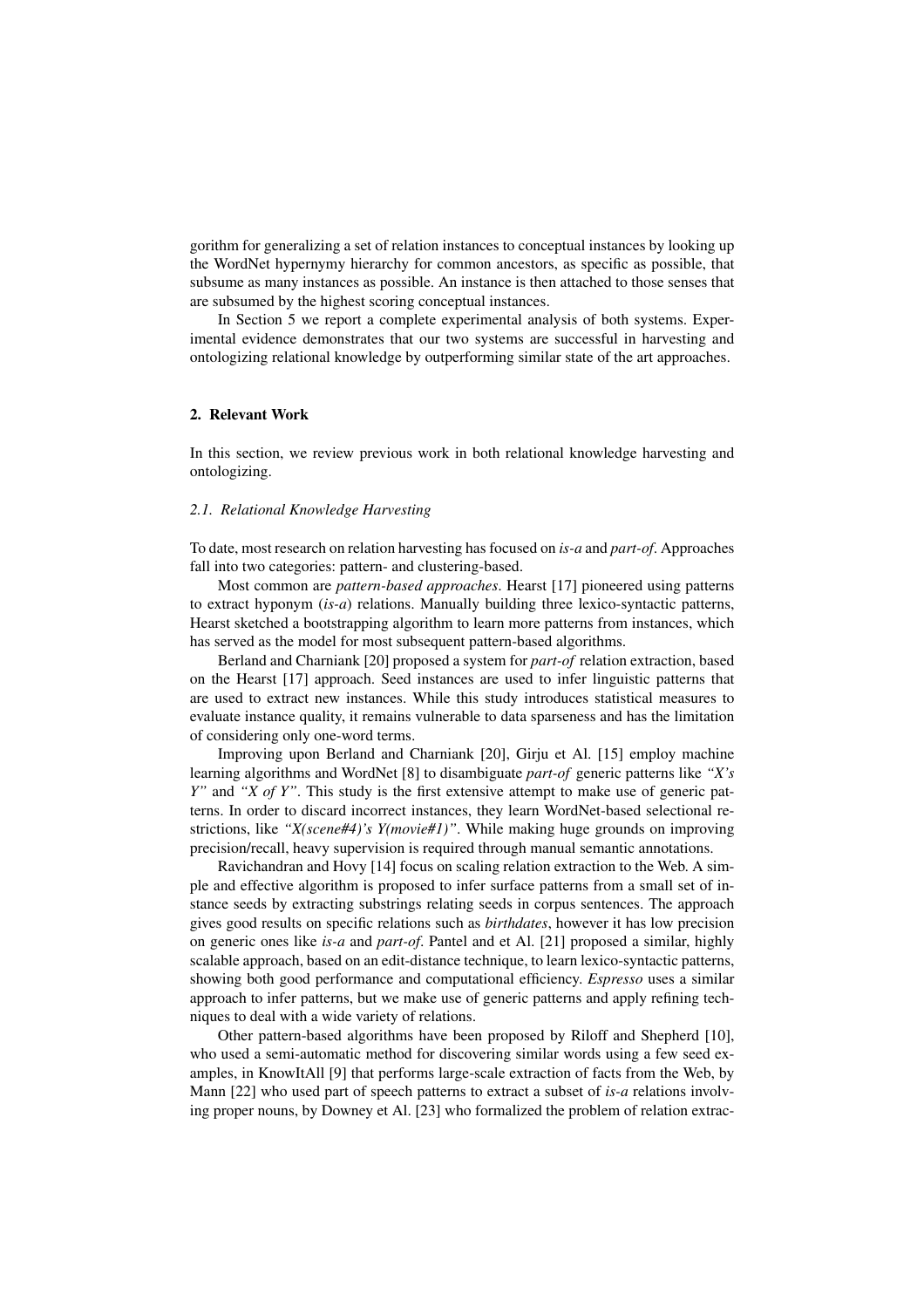gorithm for generalizing a set of relation instances to conceptual instances by looking up the WordNet hypernymy hierarchy for common ancestors, as specific as possible, that subsume as many instances as possible. An instance is then attached to those senses that are subsumed by the highest scoring conceptual instances.

In Section 5 we report a complete experimental analysis of both systems. Experimental evidence demonstrates that our two systems are successful in harvesting and ontologizing relational knowledge by outperforming similar state of the art approaches.

## 2. Relevant Work

In this section, we review previous work in both relational knowledge harvesting and ontologizing.

### *2.1. Relational Knowledge Harvesting*

To date, most research on relation harvesting has focused on *is-a* and *part-of*. Approaches fall into two categories: pattern- and clustering-based.

Most common are *pattern-based approaches*. Hearst [17] pioneered using patterns to extract hyponym (*is-a*) relations. Manually building three lexico-syntactic patterns, Hearst sketched a bootstrapping algorithm to learn more patterns from instances, which has served as the model for most subsequent pattern-based algorithms.

Berland and Charniank [20] proposed a system for *part-of* relation extraction, based on the Hearst [17] approach. Seed instances are used to infer linguistic patterns that are used to extract new instances. While this study introduces statistical measures to evaluate instance quality, it remains vulnerable to data sparseness and has the limitation of considering only one-word terms.

Improving upon Berland and Charniank [20], Girju et Al. [15] employ machine learning algorithms and WordNet [8] to disambiguate *part-of* generic patterns like *"X's Y"* and *"X of Y"*. This study is the first extensive attempt to make use of generic patterns. In order to discard incorrect instances, they learn WordNet-based selectional restrictions, like *"X(scene#4)'s Y(movie#1)"*. While making huge grounds on improving precision/recall, heavy supervision is required through manual semantic annotations.

Ravichandran and Hovy [14] focus on scaling relation extraction to the Web. A simple and effective algorithm is proposed to infer surface patterns from a small set of instance seeds by extracting substrings relating seeds in corpus sentences. The approach gives good results on specific relations such as *birthdates*, however it has low precision on generic ones like *is-a* and *part-of*. Pantel and et Al. [21] proposed a similar, highly scalable approach, based on an edit-distance technique, to learn lexico-syntactic patterns, showing both good performance and computational efficiency. *Espresso* uses a similar approach to infer patterns, but we make use of generic patterns and apply refining techniques to deal with a wide variety of relations.

Other pattern-based algorithms have been proposed by Riloff and Shepherd [10], who used a semi-automatic method for discovering similar words using a few seed examples, in KnowItAll [9] that performs large-scale extraction of facts from the Web, by Mann [22] who used part of speech patterns to extract a subset of *is-a* relations involving proper nouns, by Downey et Al. [23] who formalized the problem of relation extrac-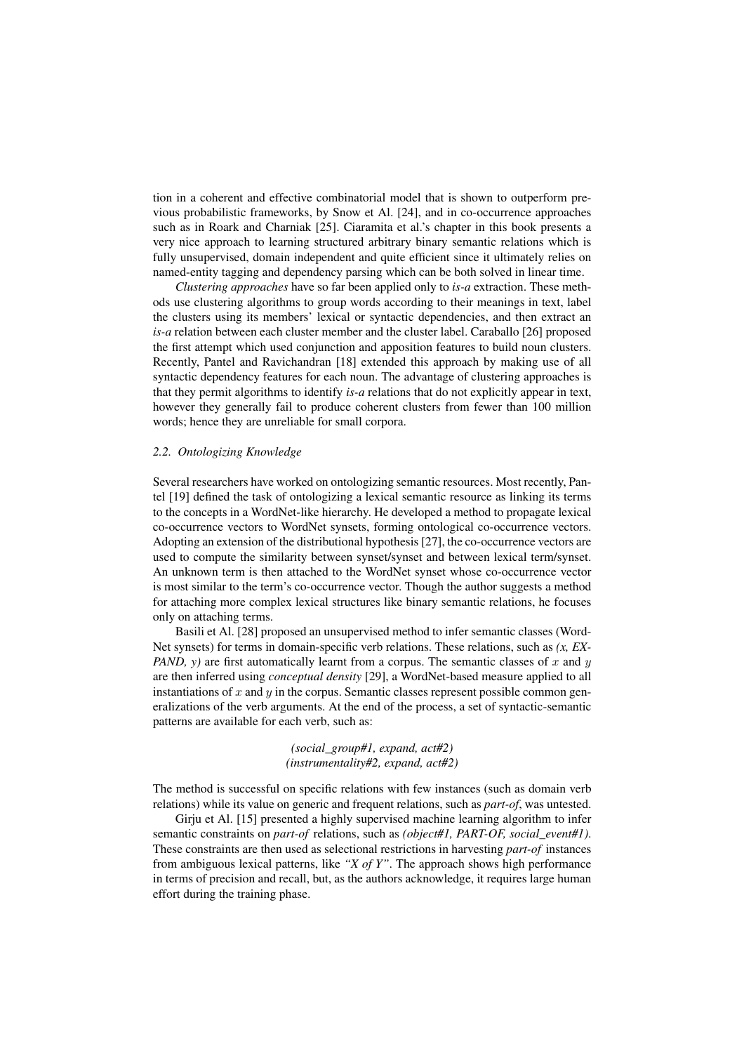tion in a coherent and effective combinatorial model that is shown to outperform previous probabilistic frameworks, by Snow et Al. [24], and in co-occurrence approaches such as in Roark and Charniak [25]. Ciaramita et al.'s chapter in this book presents a very nice approach to learning structured arbitrary binary semantic relations which is fully unsupervised, domain independent and quite efficient since it ultimately relies on named-entity tagging and dependency parsing which can be both solved in linear time.

*Clustering approaches* have so far been applied only to *is-a* extraction. These methods use clustering algorithms to group words according to their meanings in text, label the clusters using its members' lexical or syntactic dependencies, and then extract an *is-a* relation between each cluster member and the cluster label. Caraballo [26] proposed the first attempt which used conjunction and apposition features to build noun clusters. Recently, Pantel and Ravichandran [18] extended this approach by making use of all syntactic dependency features for each noun. The advantage of clustering approaches is that they permit algorithms to identify *is-a* relations that do not explicitly appear in text, however they generally fail to produce coherent clusters from fewer than 100 million words; hence they are unreliable for small corpora.

### *2.2. Ontologizing Knowledge*

Several researchers have worked on ontologizing semantic resources. Most recently, Pantel [19] defined the task of ontologizing a lexical semantic resource as linking its terms to the concepts in a WordNet-like hierarchy. He developed a method to propagate lexical co-occurrence vectors to WordNet synsets, forming ontological co-occurrence vectors. Adopting an extension of the distributional hypothesis [27], the co-occurrence vectors are used to compute the similarity between synset/synset and between lexical term/synset. An unknown term is then attached to the WordNet synset whose co-occurrence vector is most similar to the term's co-occurrence vector. Though the author suggests a method for attaching more complex lexical structures like binary semantic relations, he focuses only on attaching terms.

Basili et Al. [28] proposed an unsupervised method to infer semantic classes (WordNet synsets) for terms in domain-specific verb relations. These relations, such as *(x, EXPAND, y)* are first automatically learnt from a corpus. The semantic classes of $x$ and $y$ are then inferred using *conceptual density* [29], a WordNet-based measure applied to all instantiations of $x$ and $y$ in the corpus. Semantic classes represent possible common generalizations of the verb arguments. At the end of the process, a set of syntactic-semantic patterns are available for each verb, such as:

*(social_group#1, expand, act#2)*
*(instrumentality#2, expand, act#2)*

The method is successful on specific relations with few instances (such as domain verb relations) while its value on generic and frequent relations, such as *part-of*, was untested.

Girju et Al. [15] presented a highly supervised machine learning algorithm to infer semantic constraints on *part-of* relations, such as *(object#1, PART-OF, social_event#1)*. These constraints are then used as selectional restrictions in harvesting *part-of* instances from ambiguous lexical patterns, like *"X of Y"*. The approach shows high performance in terms of precision and recall, but, as the authors acknowledge, it requires large human effort during the training phase.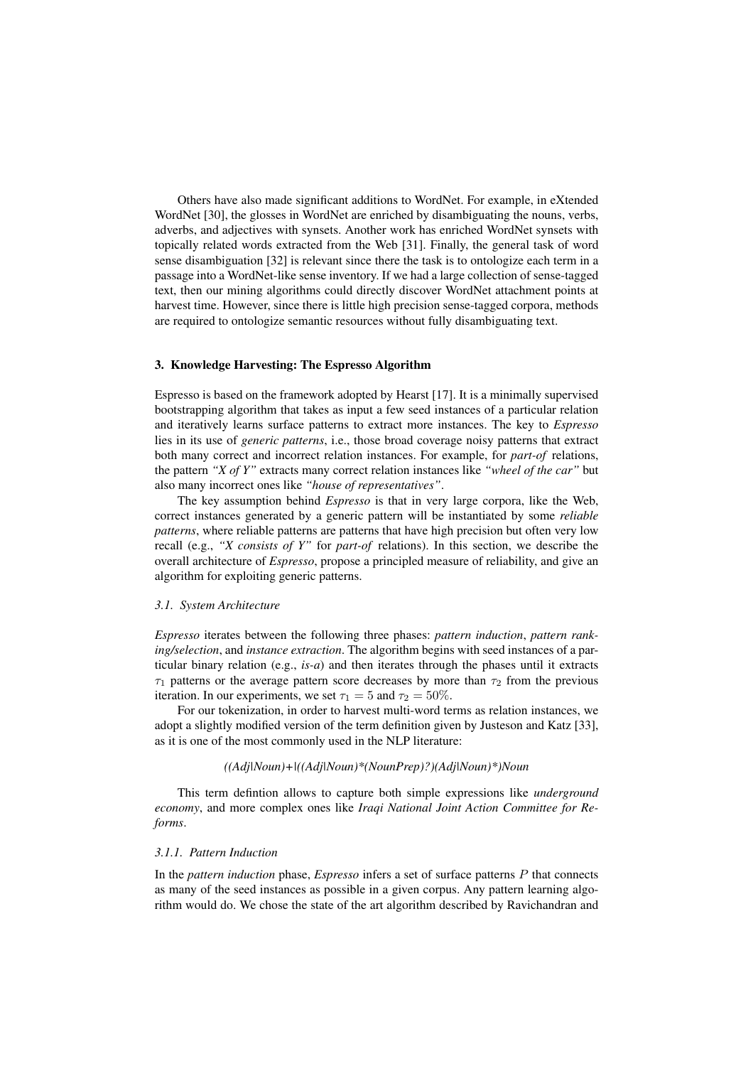Others have also made significant additions to WordNet. For example, in eXtended WordNet [30], the glosses in WordNet are enriched by disambiguating the nouns, verbs, adverbs, and adjectives with synsets. Another work has enriched WordNet synsets with topically related words extracted from the Web [31]. Finally, the general task of word sense disambiguation [32] is relevant since there the task is to ontologize each term in a passage into a WordNet-like sense inventory. If we had a large collection of sense-tagged text, then our mining algorithms could directly discover WordNet attachment points at harvest time. However, since there is little high precision sense-tagged corpora, methods are required to ontologize semantic resources without fully disambiguating text.

## 3. Knowledge Harvesting: The Espresso Algorithm

Espresso is based on the framework adopted by Hearst [17]. It is a minimally supervised bootstrapping algorithm that takes as input a few seed instances of a particular relation and iteratively learns surface patterns to extract more instances. The key to *Espresso* lies in its use of *generic patterns*, i.e., those broad coverage noisy patterns that extract both many correct and incorrect relation instances. For example, for *part-of* relations, the pattern *"X of Y"* extracts many correct relation instances like *"wheel of the car"* but also many incorrect ones like *"house of representatives"*.

The key assumption behind *Espresso* is that in very large corpora, like the Web, correct instances generated by a generic pattern will be instantiated by some *reliable patterns*, where reliable patterns are patterns that have high precision but often very low recall (e.g., *"X consists of Y"* for *part-of* relations). In this section, we describe the overall architecture of *Espresso*, propose a principled measure of reliability, and give an algorithm for exploiting generic patterns.

### 3.1. System Architecture

*Espresso* iterates between the following three phases: *pattern induction*, *pattern ranking/selection*, and *instance extraction*. The algorithm begins with seed instances of a particular binary relation (e.g., *is-a*) and then iterates through the phases until it extracts $\tau_1$ patterns or the average pattern score decreases by more than $\tau_2$ from the previous iteration. In our experiments, we set $\tau_1 = 5$ and $\tau_2 = 50\%$.

For our tokenization, in order to harvest multi-word terms as relation instances, we adopt a slightly modified version of the term definition given by Justeson and Katz [33], as it is one of the most commonly used in the NLP literature:

*((Adj|Noun)+|((Adj|Noun)*(NounPrep)?)(Adj|Noun)*)Noun*

This term defintion allows to capture both simple expressions like *underground economy*, and more complex ones like *Iraqi National Joint Action Committee for Reforms*.

#### 3.1.1. Pattern Induction

In the *pattern induction* phase, *Espresso* infers a set of surface patterns $P$ that connects as many of the seed instances as possible in a given corpus. Any pattern learning algorithm would do. We chose the state of the art algorithm described by Ravichandran and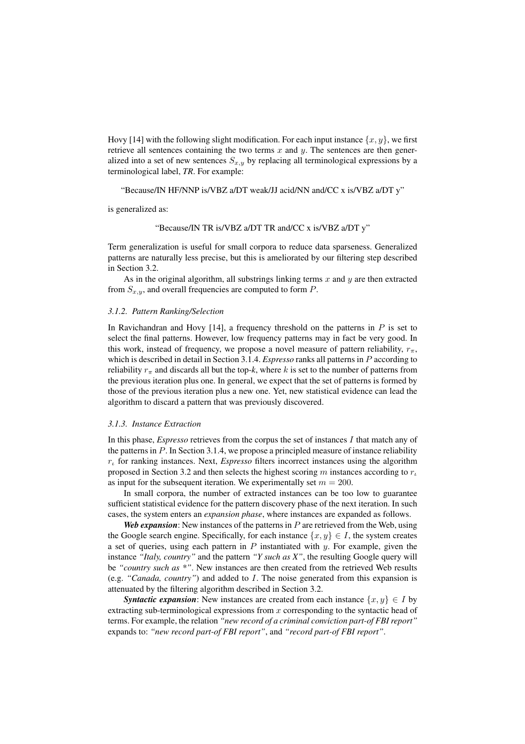Hovy [14] with the following slight modification. For each input instance $\{x, y\}$, we first retrieve all sentences containing the two terms $x$ and $y$. The sentences are then generalized into a set of new sentences $S_{x,y}$ by replacing all terminological expressions by a terminological label, ***TR***. For example:

"Because/IN HF/NNP is/VBZ a/DT weak/JJ acid/NN and/CC x is/VBZ a/DT y"

is generalized as:

"Because/IN TR is/VBZ a/DT TR and/CC x is/VBZ a/DT y"

Term generalization is useful for small corpora to reduce data sparseness. Generalized patterns are naturally less precise, but this is ameliorated by our filtering step described in Section 3.2.

As in the original algorithm, all substrings linking terms $x$ and $y$ are then extracted from $S_{x,y}$, and overall frequencies are computed to form $P$.

#### *3.1.2. Pattern Ranking/Selection*

In Ravichandran and Hovy [14], a frequency threshold on the patterns in $P$ is set to select the final patterns. However, low frequency patterns may in fact be very good. In this work, instead of frequency, we propose a novel measure of pattern reliability, $r_\pi$, which is described in detail in Section 3.1.4. *Espresso* ranks all patterns in $P$ according to reliability $r_\pi$ and discards all but the top-*k*, where $k$ is set to the number of patterns from the previous iteration plus one. In general, we expect that the set of patterns is formed by those of the previous iteration plus a new one. Yet, new statistical evidence can lead the algorithm to discard a pattern that was previously discovered.

#### *3.1.3. Instance Extraction*

In this phase, *Espresso* retrieves from the corpus the set of instances $I$ that match any of the patterns in $P$. In Section 3.1.4, we propose a principled measure of instance reliability $r_\iota$ for ranking instances. Next, *Espresso* filters incorrect instances using the algorithm proposed in Section 3.2 and then selects the highest scoring $m$ instances according to $r_\iota$ as input for the subsequent iteration. We experimentally set $m = 200$.

In small corpora, the number of extracted instances can be too low to guarantee sufficient statistical evidence for the pattern discovery phase of the next iteration. In such cases, the system enters an *expansion phase*, where instances are expanded as follows.

***Web expansion***: New instances of the patterns in $P$ are retrieved from the Web, using the Google search engine. Specifically, for each instance $\{x, y\} \in I$, the system creates a set of queries, using each pattern in $P$ instantiated with $y$. For example, given the instance *"Italy, country"* and the pattern *"Y such as X"*, the resulting Google query will be *"country such as \*"*. New instances are then created from the retrieved Web results (e.g. *"Canada, country"*) and added to $I$. The noise generated from this expansion is attenuated by the filtering algorithm described in Section 3.2.

***Syntactic expansion***: New instances are created from each instance $\{x, y\} \in I$ by extracting sub-terminological expressions from $x$ corresponding to the syntactic head of terms. For example, the relation *"new record of a criminal conviction part-of FBI report"* expands to: *"new record part-of FBI report"*, and *"record part-of FBI report"*.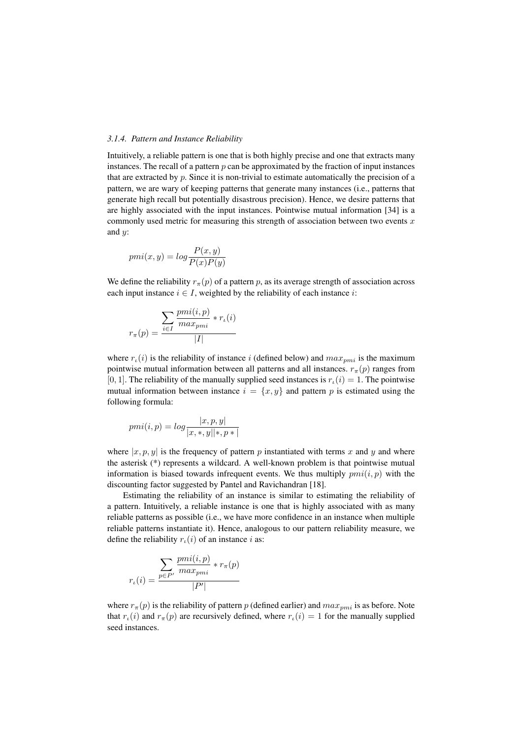### 3.1.4. Pattern and Instance Reliability

Intuitively, a reliable pattern is one that is both highly precise and one that extracts many instances. The recall of a pattern $p$ can be approximated by the fraction of input instances that are extracted by $p$. Since it is non-trivial to estimate automatically the precision of a pattern, we are wary of keeping patterns that generate many instances (i.e., patterns that generate high recall but potentially disastrous precision). Hence, we desire patterns that are highly associated with the input instances. Pointwise mutual information [34] is a commonly used metric for measuring this strength of association between two events $x$ and $y$:

$$pmi(x, y) = log \frac{P(x, y)}{P(x)P(y)}$$

We define the reliability $r_\pi(p)$ of a pattern $p$, as its average strength of association across each input instance $i \in I$, weighted by the reliability of each instance $i$:

$$r_\pi(p) = \frac{\sum_{i \in I} \frac{pmi(i, p)}{max_{pmi}} * r_\iota(i)}{|I|}$$

where $r_\iota(i)$ is the reliability of instance $i$ (defined below) and $max_{pmi}$ is the maximum pointwise mutual information between all patterns and all instances. $r_\pi(p)$ ranges from $[0, 1]$. The reliability of the manually supplied seed instances is $r_\iota(i) = 1$. The pointwise mutual information between instance $i = \{x, y\}$ and pattern $p$ is estimated using the following formula:

$$pmi(i, p) = log \frac{|x, p, y|}{|x, *, y||*, p*|}$$

where $|x, p, y|$ is the frequency of pattern $p$ instantiated with terms $x$ and $y$ and where the asterisk (*) represents a wildcard. A well-known problem is that pointwise mutual information is biased towards infrequent events. We thus multiply $pmi(i, p)$ with the discounting factor suggested by Pantel and Ravichandran [18].

Estimating the reliability of an instance is similar to estimating the reliability of a pattern. Intuitively, a reliable instance is one that is highly associated with as many reliable patterns as possible (i.e., we have more confidence in an instance when multiple reliable patterns instantiate it). Hence, analogous to our pattern reliability measure, we define the reliability $r_\iota(i)$ of an instance $i$ as:

$$r_\iota(i) = \frac{\sum_{p \in P'} \frac{pmi(i, p)}{max_{pmi}} * r_\pi(p)}{|P'|}$$

where $r_\pi(p)$ is the reliability of pattern $p$ (defined earlier) and $max_{pmi}$ is as before. Note that $r_\iota(i)$ and $r_\pi(p)$ are recursively defined, where $r_\iota(i) = 1$ for the manually supplied seed instances.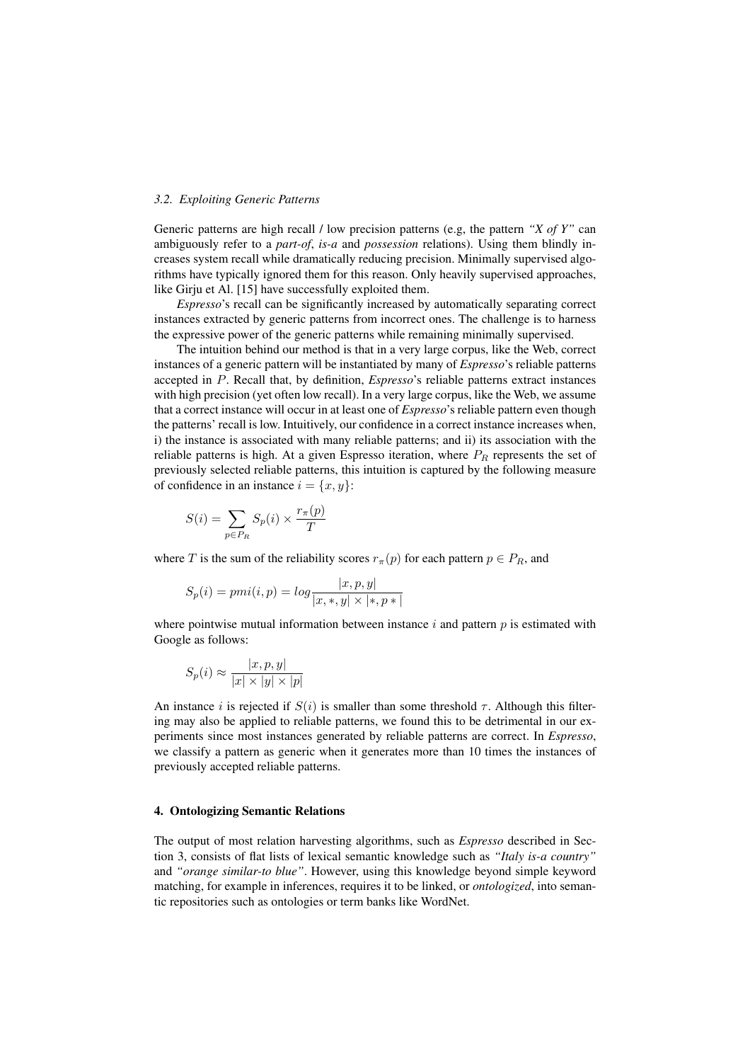### 3.2. Exploiting Generic Patterns

Generic patterns are high recall / low precision patterns (e.g, the pattern *"X of Y"* can ambiguously refer to a *part-of*, *is-a* and *possession* relations). Using them blindly increases system recall while dramatically reducing precision. Minimally supervised algorithms have typically ignored them for this reason. Only heavily supervised approaches, like Girju et Al. [15] have successfully exploited them.

*Espresso*'s recall can be significantly increased by automatically separating correct instances extracted by generic patterns from incorrect ones. The challenge is to harness the expressive power of the generic patterns while remaining minimally supervised.

The intuition behind our method is that in a very large corpus, like the Web, correct instances of a generic pattern will be instantiated by many of *Espresso*'s reliable patterns accepted in $P$. Recall that, by definition, *Espresso*'s reliable patterns extract instances with high precision (yet often low recall). In a very large corpus, like the Web, we assume that a correct instance will occur in at least one of *Espresso*'s reliable pattern even though the patterns' recall is low. Intuitively, our confidence in a correct instance increases when, i) the instance is associated with many reliable patterns; and ii) its association with the reliable patterns is high. At a given Espresso iteration, where $P_R$ represents the set of previously selected reliable patterns, this intuition is captured by the following measure of confidence in an instance $i = \{x, y\}$:

$$S(i) = \sum_{p \in P_R} S_p(i) \times \frac{r_\pi(p)}{T}$$

where $T$ is the sum of the reliability scores $r_\pi(p)$ for each pattern $p \in P_R$, and

$$S_p(i) = pmi(i, p) = log \frac{|x, p, y|}{|x, *, y| \times |*, p*|}$$

where pointwise mutual information between instance $i$ and pattern $p$ is estimated with Google as follows:

$$S_p(i) \approx \frac{|x, p, y|}{|x| \times |y| \times |p|}$$

An instance $i$ is rejected if $S(i)$ is smaller than some threshold $\tau$. Although this filtering may also be applied to reliable patterns, we found this to be detrimental in our experiments since most instances generated by reliable patterns are correct. In *Espresso*, we classify a pattern as generic when it generates more than 10 times the instances of previously accepted reliable patterns.

## 4. Ontologizing Semantic Relations

The output of most relation harvesting algorithms, such as *Espresso* described in Section 3, consists of flat lists of lexical semantic knowledge such as *"Italy is-a country"* and *"orange similar-to blue"*. However, using this knowledge beyond simple keyword matching, for example in inferences, requires it to be linked, or *ontologized*, into semantic repositories such as ontologies or term banks like WordNet.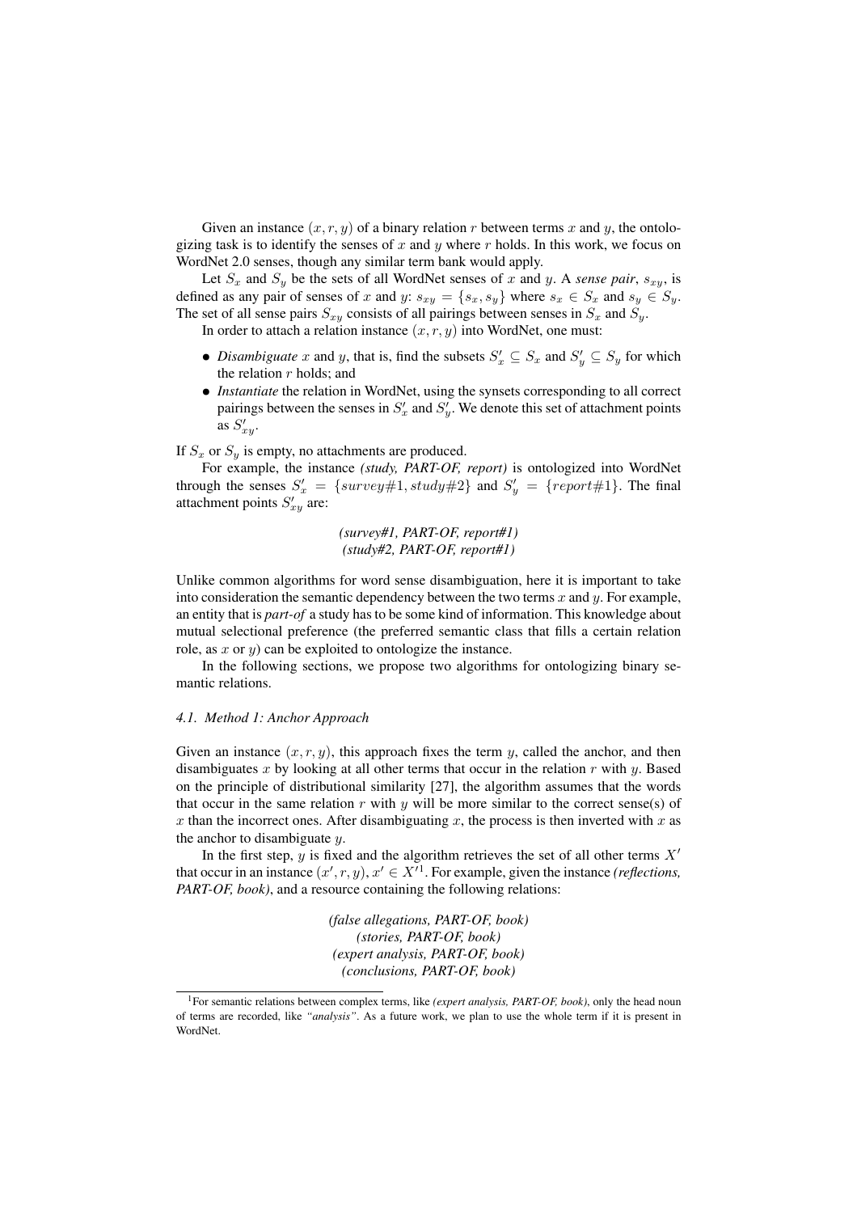Given an instance $(x, r, y)$ of a binary relation $r$ between terms $x$ and $y$, the ontologizing task is to identify the senses of $x$ and $y$ where $r$ holds. In this work, we focus on WordNet 2.0 senses, though any similar term bank would apply.

Let $S_x$ and $S_y$ be the sets of all WordNet senses of $x$ and $y$. A *sense pair*, $s_{xy}$, is defined as any pair of senses of $x$ and $y$: $s_{xy} = \{s_x, s_y\}$ where $s_x \in S_x$ and $s_y \in S_y$. The set of all sense pairs $S_{xy}$ consists of all pairings between senses in $S_x$ and $S_y$.

In order to attach a relation instance $(x, r, y)$ into WordNet, one must:

- *Disambiguate* $x$ and $y$, that is, find the subsets $S'_x \subseteq S_x$ and $S'_y \subseteq S_y$ for which the relation $r$ holds; and
- *Instantiate* the relation in WordNet, using the synsets corresponding to all correct pairings between the senses in $S'_x$ and $S'_y$. We denote this set of attachment points as $S'_{xy}$.

If $S_x$ or $S_y$ is empty, no attachments are produced.

For example, the instance *(study, PART-OF, report)* is ontologized into WordNet through the senses $S'_x = \{survey\#1, study\#2\}$ and $S'_y = \{report\#1\}$. The final attachment points $S'_{xy}$ are:

*(survey#1, PART-OF, report#1)*
*(study#2, PART-OF, report#1)*

Unlike common algorithms for word sense disambiguation, here it is important to take into consideration the semantic dependency between the two terms $x$ and $y$. For example, an entity that is *part-of* a study has to be some kind of information. This knowledge about mutual selectional preference (the preferred semantic class that fills a certain relation role, as $x$ or $y$) can be exploited to ontologize the instance.

In the following sections, we propose two algorithms for ontologizing binary semantic relations.

### 4.1. Method 1: Anchor Approach

Given an instance $(x, r, y)$, this approach fixes the term $y$, called the anchor, and then disambiguates $x$ by looking at all other terms that occur in the relation $r$ with $y$. Based on the principle of distributional similarity [27], the algorithm assumes that the words that occur in the same relation $r$ with $y$ will be more similar to the correct sense(s) of $x$ than the incorrect ones. After disambiguating $x$, the process is then inverted with $x$ as the anchor to disambiguate $y$.

In the first step, $y$ is fixed and the algorithm retrieves the set of all other terms $X'$ that occur in an instance $(x', r, y)$, $x' \in X'$[1]. For example, given the instance *(reflections, PART-OF, book)*, and a resource containing the following relations:

*(false allegations, PART-OF, book)*
*(stories, PART-OF, book)*
*(expert analysis, PART-OF, book)*
*(conclusions, PART-OF, book)*

[1] For semantic relations between complex terms, like *(expert analysis, PART-OF, book)*, only the head noun of terms are recorded, like *"analysis"*. As a future work, we plan to use the whole term if it is present in WordNet.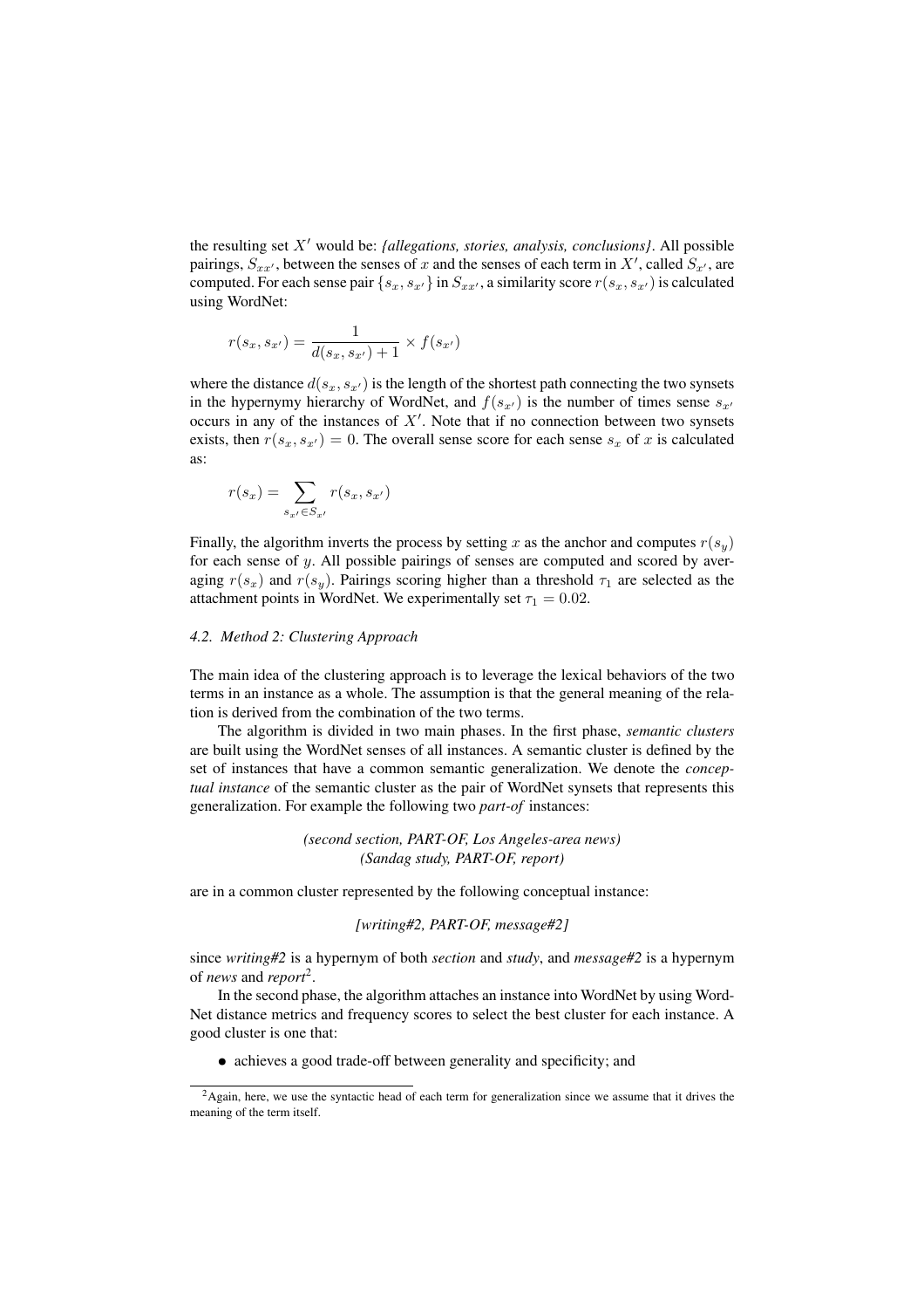the resulting set $X'$ would be: *{allegations, stories, analysis, conclusions}*. All possible pairings, $S_{xx'}$, between the senses of $x$ and the senses of each term in $X'$, called $S_{x'}$, are computed. For each sense pair $\{s_x, s_{x'}\}$ in $S_{xx'}$, a similarity score $r(s_x, s_{x'})$ is calculated using WordNet:

$$r(s_x, s_{x'}) = \frac{1}{d(s_x, s_{x'}) + 1} \times f(s_{x'})$$

where the distance $d(s_x, s_{x'})$ is the length of the shortest path connecting the two synsets in the hypernymy hierarchy of WordNet, and $f(s_{x'})$ is the number of times sense $s_{x'}$ occurs in any of the instances of $X'$. Note that if no connection between two synsets exists, then $r(s_x, s_{x'}) = 0$. The overall sense score for each sense $s_x$ of $x$ is calculated as:

$$r(s_x) = \sum_{s_{x'} \in S_{x'}} r(s_x, s_{x'})$$

Finally, the algorithm inverts the process by setting $x$ as the anchor and computes $r(s_y)$ for each sense of $y$. All possible pairings of senses are computed and scored by averaging $r(s_x)$ and $r(s_y)$. Pairings scoring higher than a threshold $\tau_1$ are selected as the attachment points in WordNet. We experimentally set $\tau_1 = 0.02$.

### *4.2. Method 2: Clustering Approach*

The main idea of the clustering approach is to leverage the lexical behaviors of the two terms in an instance as a whole. The assumption is that the general meaning of the relation is derived from the combination of the two terms.

The algorithm is divided in two main phases. In the first phase, *semantic clusters* are built using the WordNet senses of all instances. A semantic cluster is defined by the set of instances that have a common semantic generalization. We denote the *conceptual instance* of the semantic cluster as the pair of WordNet synsets that represents this generalization. For example the following two *part-of* instances:

*(second section, PART-OF, Los Angeles-area news)*
*(Sandag study, PART-OF, report)*

are in a common cluster represented by the following conceptual instance:

*[writing#2, PART-OF, message#2]*

since *writing#2* is a hypernym of both *section* and *study*, and *message#2* is a hypernym of *news* and *report*[2].

In the second phase, the algorithm attaches an instance into WordNet by using WordNet distance metrics and frequency scores to select the best cluster for each instance. A good cluster is one that:

- achieves a good trade-off between generality and specificity; and

[2] Again, here, we use the syntactic head of each term for generalization since we assume that it drives the meaning of the term itself.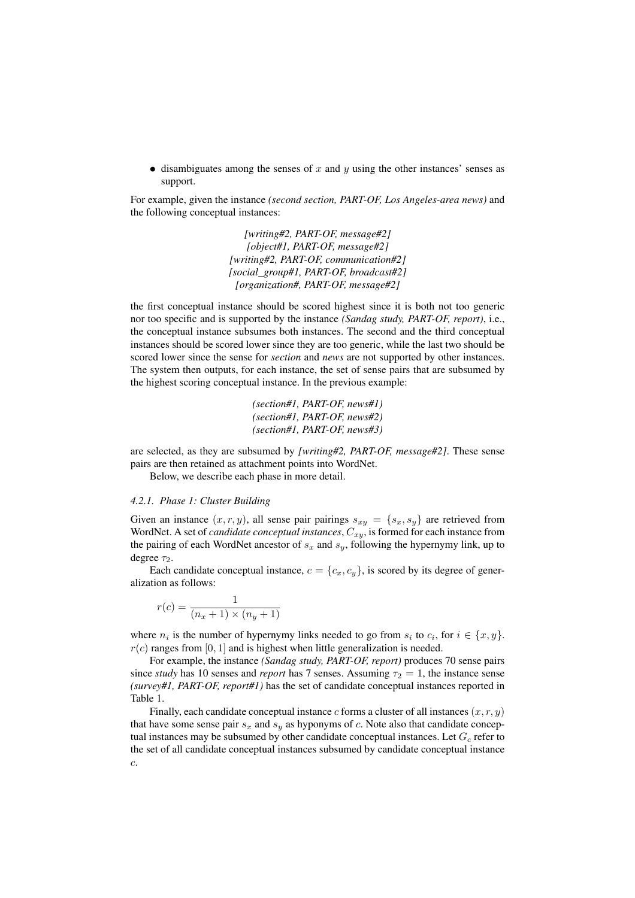- disambiguates among the senses of $x$ and $y$ using the other instances' senses as support.

For example, given the instance *(second section, PART-OF, Los Angeles-area news)* and the following conceptual instances:

*[writing#2, PART-OF, message#2]*
*[object#1, PART-OF, message#2]*
*[writing#2, PART-OF, communication#2]*
*[social_group#1, PART-OF, broadcast#2]*
*[organization#, PART-OF, message#2]*

the first conceptual instance should be scored highest since it is both not too generic nor too specific and is supported by the instance *(Sandag study, PART-OF, report)*, i.e., the conceptual instance subsumes both instances. The second and the third conceptual instances should be scored lower since they are too generic, while the last two should be scored lower since the sense for *section* and *news* are not supported by other instances. The system then outputs, for each instance, the set of sense pairs that are subsumed by the highest scoring conceptual instance. In the previous example:

*(section#1, PART-OF, news#1)*
*(section#1, PART-OF, news#2)*
*(section#1, PART-OF, news#3)*

are selected, as they are subsumed by *[writing#2, PART-OF, message#2]*. These sense pairs are then retained as attachment points into WordNet.

Below, we describe each phase in more detail.

#### *4.2.1. Phase 1: Cluster Building*

Given an instance $(x, r, y)$, all sense pair pairings $s_{xy} = \{s_x, s_y\}$ are retrieved from WordNet. A set of *candidate conceptual instances*, $C_{xy}$, is formed for each instance from the pairing of each WordNet ancestor of $s_x$ and $s_y$, following the hypernymy link, up to degree $\tau_2$.

Each candidate conceptual instance, $c = \{c_x, c_y\}$, is scored by its degree of generalization as follows:

$$r(c) = \frac{1}{(n_x + 1) \times (n_y + 1)}$$

where $n_i$ is the number of hypernymy links needed to go from $s_i$ to $c_i$, for $i \in \{x, y\}$. $r(c)$ ranges from $[0, 1]$ and is highest when little generalization is needed.

For example, the instance *(Sandag study, PART-OF, report)* produces 70 sense pairs since *study* has 10 senses and *report* has 7 senses. Assuming $\tau_2 = 1$, the instance sense *(survey#1, PART-OF, report#1)* has the set of candidate conceptual instances reported in Table 1.

Finally, each candidate conceptual instance $c$ forms a cluster of all instances $(x, r, y)$ that have some sense pair $s_x$ and $s_y$ as hyponyms of $c$. Note also that candidate conceptual instances may be subsumed by other candidate conceptual instances. Let $G_c$ refer to the set of all candidate conceptual instances subsumed by candidate conceptual instance $c$.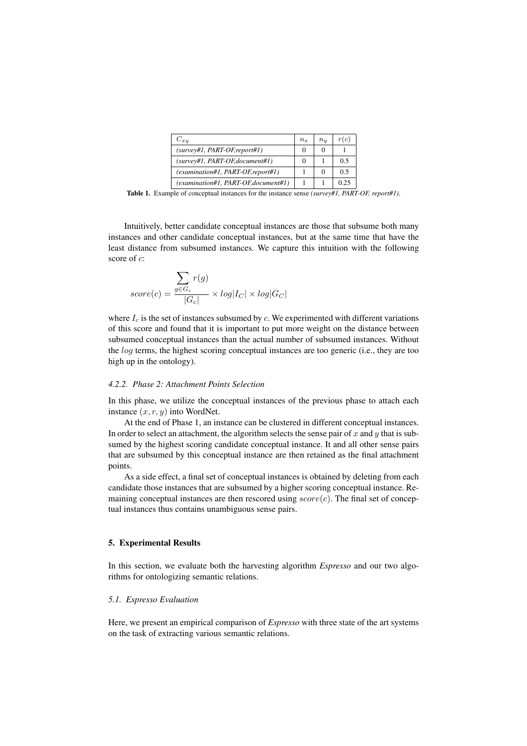| $C_{xy}$ | $n_x$ | $n_y$ | $r(c)$ |
|---|---|---|---|
| *(survey#1, PART-OF,report#1)* | 0 | 0 | 1 |
| *(survey#1, PART-OF,document#1)* | 0 | 1 | 0.5 |
| *(examination#1, PART-OF,report#1)* | 1 | 0 | 0.5 |
| *(examination#1, PART-OF,document#1)* | 1 | 1 | 0.25 |

**Table 1.** Example of conceptual instances for the instance sense *(survey#1, PART-OF, report#1)*.

Intuitively, better candidate conceptual instances are those that subsume both many instances and other candidate conceptual instances, but at the same time that have the least distance from subsumed instances. We capture this intuition with the following score of $c$:

$$score(c) = \frac{\sum_{g \in G_c} r(g)}{|G_c|} \times log|I_C| \times log|G_C|$$

where $I_c$ is the set of instances subsumed by $c$. We experimented with different variations of this score and found that it is important to put more weight on the distance between subsumed conceptual instances than the actual number of subsumed instances. Without the $log$ terms, the highest scoring conceptual instances are too generic (i.e., they are too high up in the ontology).

#### *4.2.2. Phase 2: Attachment Points Selection*

In this phase, we utilize the conceptual instances of the previous phase to attach each instance $(x, r, y)$ into WordNet.

At the end of Phase 1, an instance can be clustered in different conceptual instances. In order to select an attachment, the algorithm selects the sense pair of $x$ and $y$ that is subsumed by the highest scoring candidate conceptual instance. It and all other sense pairs that are subsumed by this conceptual instance are then retained as the final attachment points.

As a side effect, a final set of conceptual instances is obtained by deleting from each candidate those instances that are subsumed by a higher scoring conceptual instance. Remaining conceptual instances are then rescored using $score(c)$. The final set of conceptual instances thus contains unambiguous sense pairs.

## 5. Experimental Results

In this section, we evaluate both the harvesting algorithm *Espresso* and our two algorithms for ontologizing semantic relations.

### *5.1. Espresso Evaluation*

Here, we present an empirical comparison of *Espresso* with three state of the art systems on the task of extracting various semantic relations.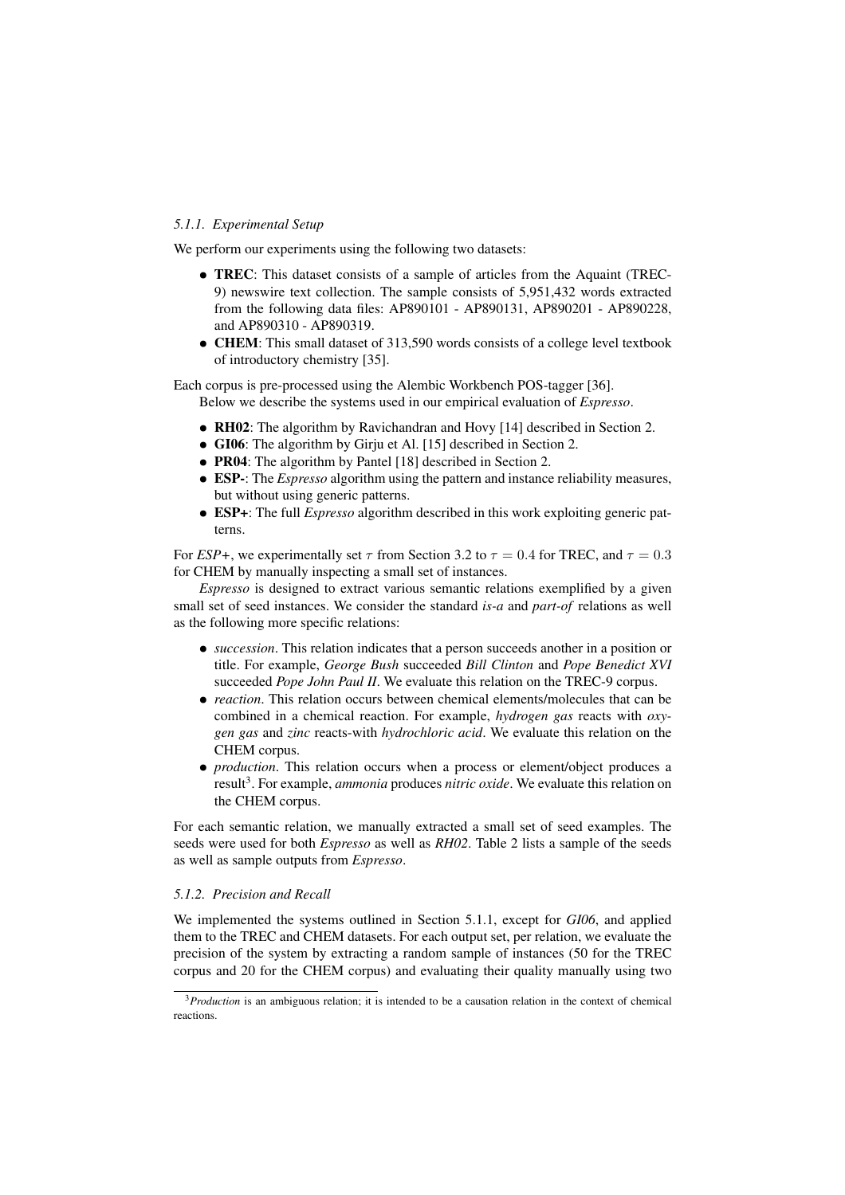#### 5.1.1. Experimental Setup

We perform our experiments using the following two datasets:

- **TREC**: This dataset consists of a sample of articles from the Aquaint (TREC-9) newswire text collection. The sample consists of 5,951,432 words extracted from the following data files: AP890101 - AP890131, AP890201 - AP890228, and AP890310 - AP890319.
- **CHEM**: This small dataset of 313,590 words consists of a college level textbook of introductory chemistry [35].

Each corpus is pre-processed using the Alembic Workbench POS-tagger [36].

Below we describe the systems used in our empirical evaluation of *Espresso*.

- **RH02**: The algorithm by Ravichandran and Hovy [14] described in Section 2.
- **GI06**: The algorithm by Girju et Al. [15] described in Section 2.
- **PR04**: The algorithm by Pantel [18] described in Section 2.
- **ESP-**: The *Espresso* algorithm using the pattern and instance reliability measures, but without using generic patterns.
- **ESP+**: The full *Espresso* algorithm described in this work exploiting generic patterns.

For *ESP+*, we experimentally set $\tau$ from Section 3.2 to $\tau = 0.4$ for TREC, and $\tau = 0.3$ for CHEM by manually inspecting a small set of instances.

*Espresso* is designed to extract various semantic relations exemplified by a given small set of seed instances. We consider the standard *is-a* and *part-of* relations as well as the following more specific relations:

- *succession*. This relation indicates that a person succeeds another in a position or title. For example, *George Bush* succeeded *Bill Clinton* and *Pope Benedict XVI* succeeded *Pope John Paul II*. We evaluate this relation on the TREC-9 corpus.
- *reaction*. This relation occurs between chemical elements/molecules that can be combined in a chemical reaction. For example, *hydrogen gas* reacts with *oxygen gas* and *zinc* reacts-with *hydrochloric acid*. We evaluate this relation on the CHEM corpus.
- *production*. This relation occurs when a process or element/object produces a result[3]. For example, *ammonia* produces *nitric oxide*. We evaluate this relation on the CHEM corpus.

For each semantic relation, we manually extracted a small set of seed examples. The seeds were used for both *Espresso* as well as *RH02*. Table 2 lists a sample of the seeds as well as sample outputs from *Espresso*.

#### 5.1.2. Precision and Recall

We implemented the systems outlined in Section 5.1.1, except for *GI06*, and applied them to the TREC and CHEM datasets. For each output set, per relation, we evaluate the precision of the system by extracting a random sample of instances (50 for the TREC corpus and 20 for the CHEM corpus) and evaluating their quality manually using two

[3] *Production* is an ambiguous relation; it is intended to be a causation relation in the context of chemical reactions.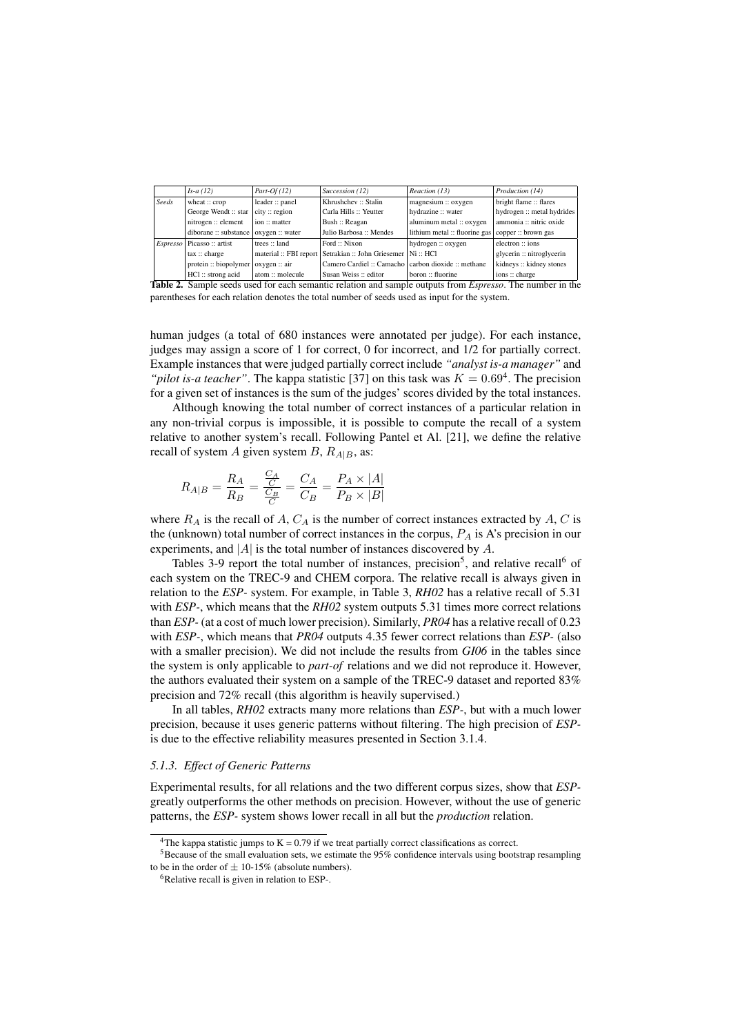| | *Is-a (12)* | *Part-Of (12)* | *Succession (12)* | *Reaction (13)* | *Production (14)* |
|---|---|---|---|---|---|
| *Seeds* | wheat :: crop | leader :: panel | Khrushchev :: Stalin | magnesium :: oxygen | bright flame :: flares |
| | George Wendt :: star | city :: region | Carla Hills :: Yeutter | hydrazine :: water | hydrogen :: metal hydrides |
| | nitrogen :: element | ion :: matter | Bush :: Reagan | aluminum metal :: oxygen | ammonia :: nitric oxide |
| | diborane :: substance | oxygen :: water | Julio Barbosa :: Mendes | lithium metal :: fluorine gas | copper :: brown gas |
| *Espresso* | Picasso :: artist | trees :: land | Ford :: Nixon | hydrogen :: oxygen | electron :: ions |
| | tax :: charge | material :: FBI report | Setrakian :: John Griesemer | Ni :: HCl | glycerin :: nitroglycerin |
| | protein :: biopolymer | oxygen :: air | Camero Cardiel :: Camacho | carbon dioxide :: methane | kidneys :: kidney stones |
| | HCl :: strong acid | atom :: molecule | Susan Weiss :: editor | boron :: fluorine | ions :: charge |

**Table 2.** Sample seeds used for each semantic relation and sample outputs from *Espresso*. The number in the parentheses for each relation denotes the total number of seeds used as input for the system.

human judges (a total of 680 instances were annotated per judge). For each instance, judges may assign a score of 1 for correct, 0 for incorrect, and 1/2 for partially correct. Example instances that were judged partially correct include *"analyst is-a manager"* and *"pilot is-a teacher"*. The kappa statistic [37] on this task was $K = 0.69$[4]. The precision for a given set of instances is the sum of the judges' scores divided by the total instances.

Although knowing the total number of correct instances of a particular relation in any non-trivial corpus is impossible, it is possible to compute the recall of a system relative to another system's recall. Following Pantel et Al. [21], we define the relative recall of system $A$ given system $B$, $R_{A|B}$, as:

$$R_{A|B} = \frac{R_A}{R_B} = \frac{\frac{C_A}{C}}{\frac{C_B}{C}} = \frac{C_A}{C_B} = \frac{P_A \times |A|}{P_B \times |B|}$$

where $R_A$ is the recall of $A$, $C_A$ is the number of correct instances extracted by $A$, $C$ is the (unknown) total number of correct instances in the corpus, $P_A$ is A's precision in our experiments, and $|A|$ is the total number of instances discovered by $A$.

Tables 3-9 report the total number of instances, precision[5], and relative recall[6] of each system on the TREC-9 and CHEM corpora. The relative recall is always given in relation to the *ESP-* system. For example, in Table 3, *RH02* has a relative recall of 5.31 with *ESP-*, which means that the *RH02* system outputs 5.31 times more correct relations than *ESP-* (at a cost of much lower precision). Similarly, *PR04* has a relative recall of 0.23 with *ESP-*, which means that *PR04* outputs 4.35 fewer correct relations than *ESP-* (also with a smaller precision). We did not include the results from *GI06* in the tables since the system is only applicable to *part-of* relations and we did not reproduce it. However, the authors evaluated their system on a sample of the TREC-9 dataset and reported 83% precision and 72% recall (this algorithm is heavily supervised.)

In all tables, *RH02* extracts many more relations than *ESP-*, but with a much lower precision, because it uses generic patterns without filtering. The high precision of *ESP-* is due to the effective reliability measures presented in Section 3.1.4.

### *5.1.3. Effect of Generic Patterns*

Experimental results, for all relations and the two different corpus sizes, show that *ESP-* greatly outperforms the other methods on precision. However, without the use of generic patterns, the *ESP-* system shows lower recall in all but the *production* relation.

[4] The kappa statistic jumps to K = 0.79 if we treat partially correct classifications as correct.

[5] Because of the small evaluation sets, we estimate the 95% confidence intervals using bootstrap resampling to be in the order of ± 10-15% (absolute numbers).

[6] Relative recall is given in relation to ESP-.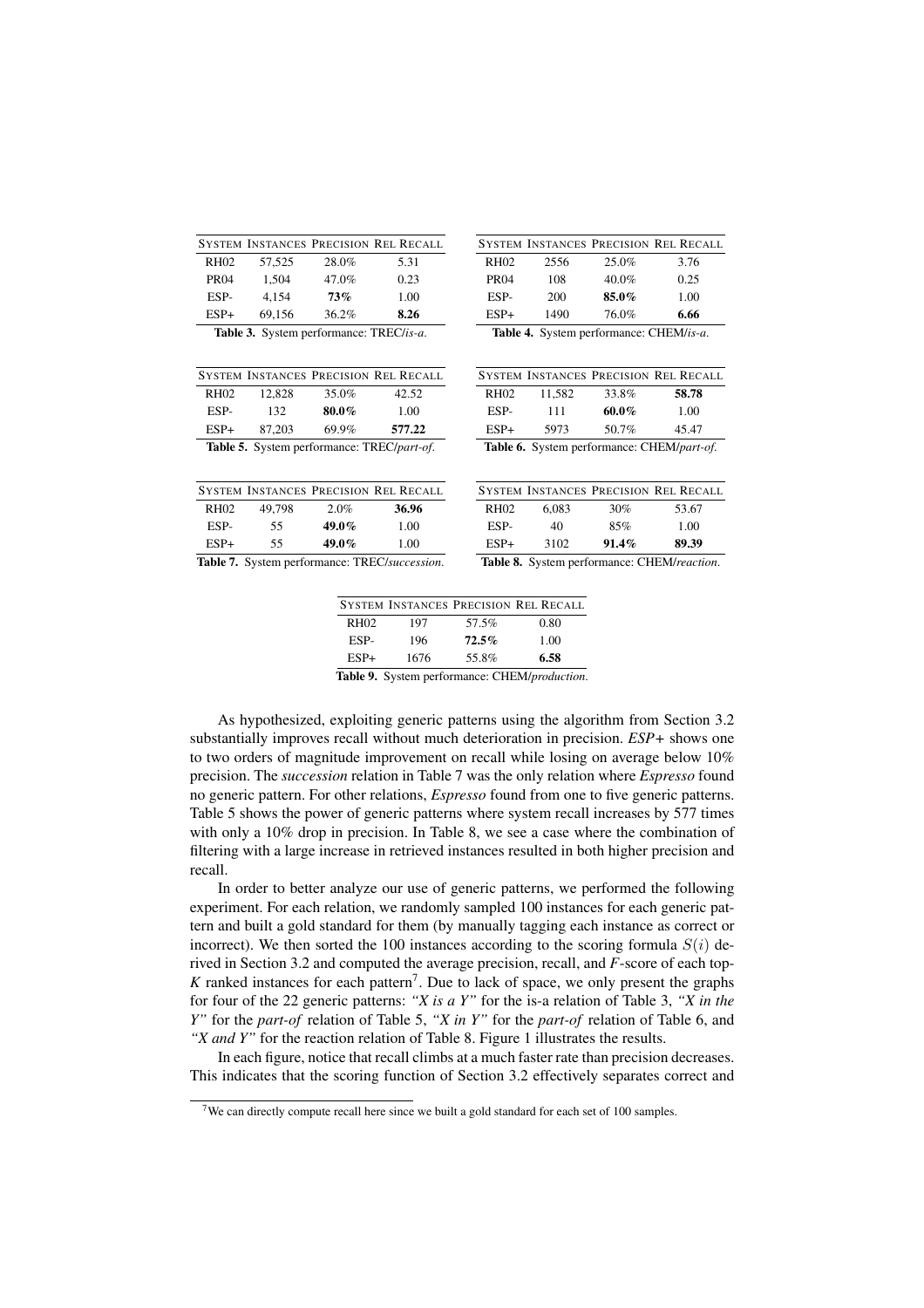| System | Instances | Precision | Rel Recall |
|---|---|---|---|
| RH02 | 57,525 | 28.0% | 5.31 |
| PR04 | 1,504 | 47.0% | 0.23 |
| ESP- | 4,154 | **73%** | 1.00 |
| ESP+ | 69,156 | 36.2% | **8.26** |

**Table 3.** System performance: TREC/*is-a*.

| System | Instances | Precision | Rel Recall |
|---|---|---|---|
| RH02 | 2556 | 25.0% | 3.76 |
| PR04 | 108 | 40.0% | 0.25 |
| ESP- | 200 | **85.0%** | 1.00 |
| ESP+ | 1490 | 76.0% | **6.66** |

**Table 4.** System performance: CHEM/*is-a*.

| System | Instances | Precision | Rel Recall |
|---|---|---|---|
| RH02 | 12,828 | 35.0% | 42.52 |
| ESP- | 132 | **80.0%** | 1.00 |
| ESP+ | 87,203 | 69.9% | **577.22** |

**Table 5.** System performance: TREC/*part-of*.

| System | Instances | Precision | Rel Recall |
|---|---|---|---|
| RH02 | 11,582 | 33.8% | **58.78** |
| ESP- | 111 | **60.0%** | 1.00 |
| ESP+ | 5973 | 50.7% | 45.47 |

**Table 6.** System performance: CHEM/*part-of*.

| System | Instances | Precision | Rel Recall |
|---|---|---|---|
| RH02 | 49,798 | 2.0% | **36.96** |
| ESP- | 55 | **49.0%** | 1.00 |
| ESP+ | 55 | **49.0%** | 1.00 |

**Table 7.** System performance: TREC/*succession*.

| System | Instances | Precision | Rel Recall |
|---|---|---|---|
| RH02 | 6,083 | 30% | 53.67 |
| ESP- | 40 | 85% | 1.00 |
| ESP+ | 3102 | **91.4%** | **89.39** |

**Table 8.** System performance: CHEM/*reaction*.

| System | Instances | Precision | Rel Recall |
|---|---|---|---|
| RH02 | 197 | 57.5% | 0.80 |
| ESP- | 196 | **72.5%** | 1.00 |
| ESP+ | 1676 | 55.8% | **6.58** |

**Table 9.** System performance: CHEM/*production*.

As hypothesized, exploiting generic patterns using the algorithm from Section 3.2 substantially improves recall without much deterioration in precision. *ESP+* shows one to two orders of magnitude improvement on recall while losing on average below 10% precision. The *succession* relation in Table 7 was the only relation where *Espresso* found no generic pattern. For other relations, *Espresso* found from one to five generic patterns. Table 5 shows the power of generic patterns where system recall increases by 577 times with only a 10% drop in precision. In Table 8, we see a case where the combination of filtering with a large increase in retrieved instances resulted in both higher precision and recall.

In order to better analyze our use of generic patterns, we performed the following experiment. For each relation, we randomly sampled 100 instances for each generic pattern and built a gold standard for them (by manually tagging each instance as correct or incorrect). We then sorted the 100 instances according to the scoring formula $S(i)$ derived in Section 3.2 and computed the average precision, recall, and *F*-score of each top-*K* ranked instances for each pattern[7]. Due to lack of space, we only present the graphs for four of the 22 generic patterns: *"X is a Y"* for the is-a relation of Table 3, *"X in the Y"* for the *part-of* relation of Table 5, *"X in Y"* for the *part-of* relation of Table 6, and *"X and Y"* for the reaction relation of Table 8. Figure 1 illustrates the results.

In each figure, notice that recall climbs at a much faster rate than precision decreases. This indicates that the scoring function of Section 3.2 effectively separates correct and

[7] We can directly compute recall here since we built a gold standard for each set of 100 samples.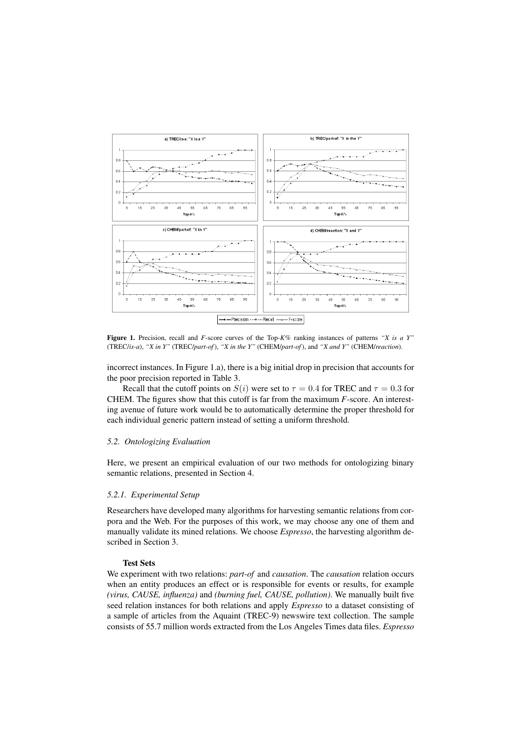**Figure 1.** Precision, recall and *F*-score curves of the Top-*K*% ranking instances of patterns *"X is a Y"* (TREC/*is-a*), *"X in Y"* (TREC/*part-of*), *"X in the Y"* (CHEM/*part-of*), and *"X and Y"* (CHEM/*reaction*).

incorrect instances. In Figure 1.a), there is a big initial drop in precision that accounts for the poor precision reported in Table 3.

Recall that the cutoff points on $S(i)$ were set to $\tau = 0.4$ for TREC and $\tau = 0.3$ for CHEM. The figures show that this cutoff is far from the maximum $F$-score. An interesting avenue of future work would be to automatically determine the proper threshold for each individual generic pattern instead of setting a uniform threshold.

### *5.2. Ontologizing Evaluation*

Here, we present an empirical evaluation of our two methods for ontologizing binary semantic relations, presented in Section 4.

#### *5.2.1. Experimental Setup*

Researchers have developed many algorithms for harvesting semantic relations from corpora and the Web. For the purposes of this work, we may choose any one of them and manually validate its mined relations. We choose *Espresso*, the harvesting algorithm described in Section 3.

**Test Sets**

We experiment with two relations: *part-of* and *causation*. The *causation* relation occurs when an entity produces an effect or is responsible for events or results, for example *(virus, CAUSE, influenza)* and *(burning fuel, CAUSE, pollution)*. We manually built five seed relation instances for both relations and apply *Espresso* to a dataset consisting of a sample of articles from the Aquaint (TREC-9) newswire text collection. The sample consists of 55.7 million words extracted from the Los Angeles Times data files. *Espresso*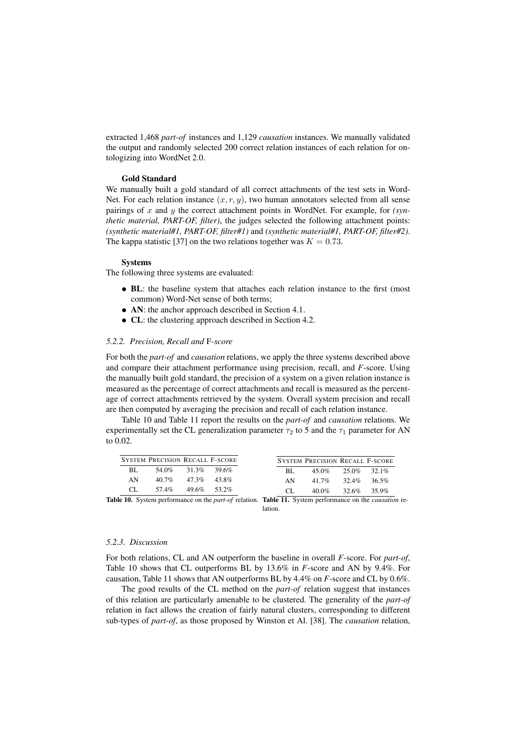extracted 1,468 *part-of* instances and 1,129 *causation* instances. We manually validated the output and randomly selected 200 correct relation instances of each relation for ontologizing into WordNet 2.0.

#### Gold Standard

We manually built a gold standard of all correct attachments of the test sets in WordNet. For each relation instance $(x, r, y)$, two human annotators selected from all sense pairings of $x$ and $y$ the correct attachment points in WordNet. For example, for *(synthetic material, PART-OF, filter)*, the judges selected the following attachment points: *(synthetic material#1, PART-OF, filter#1)* and *(synthetic material#1, PART-OF, filter#2)*. The kappa statistic [37] on the two relations together was $K = 0.73$.

#### Systems

The following three systems are evaluated:

- **BL**: the baseline system that attaches each relation instance to the first (most common) Word-Net sense of both terms;
- **AN**: the anchor approach described in Section 4.1.
- **CL**: the clustering approach described in Section 4.2.

### *5.2.2. Precision, Recall and* F*-score*

For both the *part-of* and *causation* relations, we apply the three systems described above and compare their attachment performance using precision, recall, and *F*-score. Using the manually built gold standard, the precision of a system on a given relation instance is measured as the percentage of correct attachments and recall is measured as the percentage of correct attachments retrieved by the system. Overall system precision and recall are then computed by averaging the precision and recall of each relation instance.

Table 10 and Table 11 report the results on the *part-of* and *causation* relations. We experimentally set the CL generalization parameter $\tau_2$ to 5 and the $\tau_1$ parameter for AN to 0.02.

| System | Precision | Recall | F-score |
|---|---|---|---|
| BL | 54.0% | 31.3% | 39.6% |
| AN | 40.7% | 47.3% | 43.8% |
| CL | 57.4% | 49.6% | 53.2% |

**Table 10.** System performance on the *part-of* relation.

| System | Precision | Recall | F-score |
|---|---|---|---|
| BL | 45.0% | 25.0% | 32.1% |
| AN | 41.7% | 32.4% | 36.5% |
| CL | 40.0% | 32.6% | 35.9% |

**Table 11.** System performance on the *causation* relation.

### *5.2.3. Discussion*

For both relations, CL and AN outperform the baseline in overall *F*-score. For *part-of*, Table 10 shows that CL outperforms BL by 13.6% in *F*-score and AN by 9.4%. For causation, Table 11 shows that AN outperforms BL by 4.4% on *F*-score and CL by 0.6%.

The good results of the CL method on the *part-of* relation suggest that instances of this relation are particularly amenable to be clustered. The generality of the *part-of* relation in fact allows the creation of fairly natural clusters, corresponding to different sub-types of *part-of*, as those proposed by Winston et Al. [38]. The *causation* relation,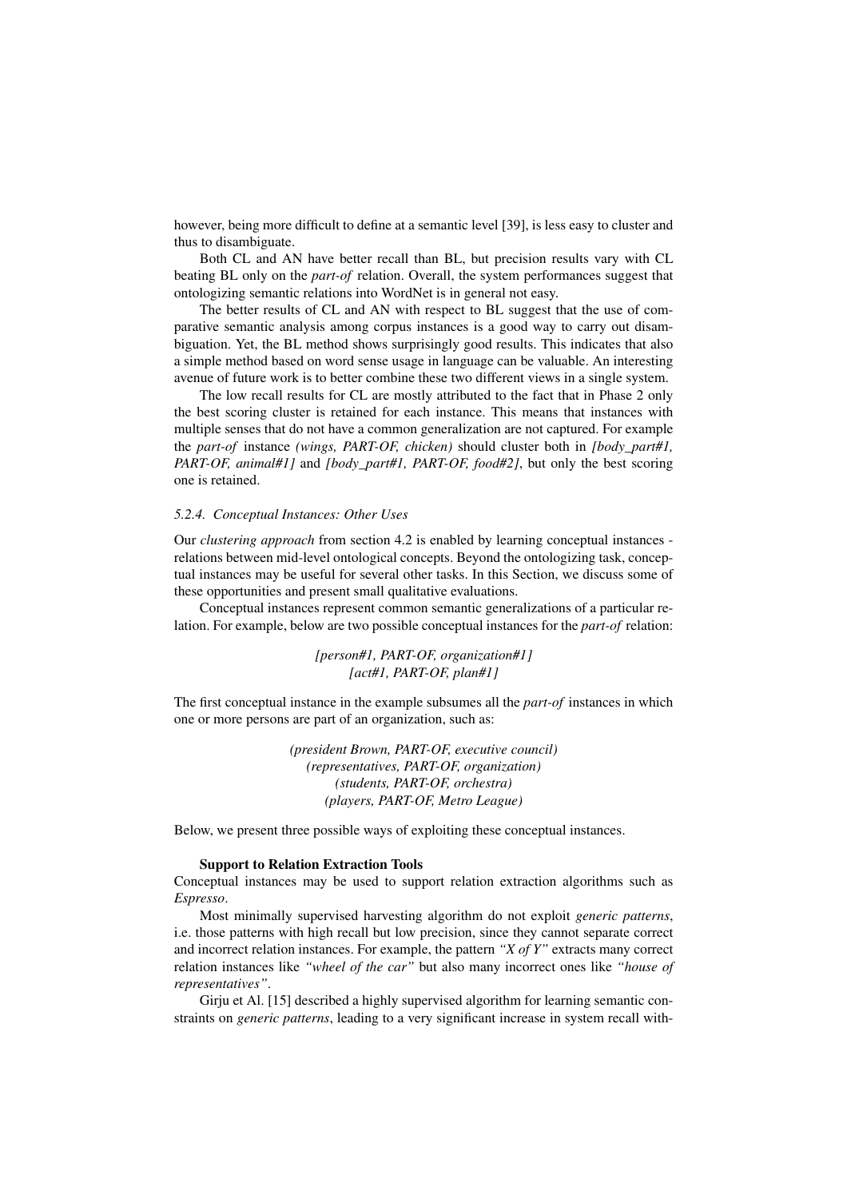however, being more difficult to define at a semantic level [39], is less easy to cluster and thus to disambiguate.

Both CL and AN have better recall than BL, but precision results vary with CL beating BL only on the *part-of* relation. Overall, the system performances suggest that ontologizing semantic relations into WordNet is in general not easy.

The better results of CL and AN with respect to BL suggest that the use of comparative semantic analysis among corpus instances is a good way to carry out disambiguation. Yet, the BL method shows surprisingly good results. This indicates that also a simple method based on word sense usage in language can be valuable. An interesting avenue of future work is to better combine these two different views in a single system.

The low recall results for CL are mostly attributed to the fact that in Phase 2 only the best scoring cluster is retained for each instance. This means that instances with multiple senses that do not have a common generalization are not captured. For example the *part-of* instance *(wings, PART-OF, chicken)* should cluster both in *[body_part#1, PART-OF, animal#1]* and *[body_part#1, PART-OF, food#2]*, but only the best scoring one is retained.

#### *5.2.4. Conceptual Instances: Other Uses*

Our *clustering approach* from section 4.2 is enabled by learning conceptual instances - relations between mid-level ontological concepts. Beyond the ontologizing task, conceptual instances may be useful for several other tasks. In this Section, we discuss some of these opportunities and present small qualitative evaluations.

Conceptual instances represent common semantic generalizations of a particular relation. For example, below are two possible conceptual instances for the *part-of* relation:

*[person#1, PART-OF, organization#1]*
*[act#1, PART-OF, plan#1]*

The first conceptual instance in the example subsumes all the *part-of* instances in which one or more persons are part of an organization, such as:

*(president Brown, PART-OF, executive council)*
*(representatives, PART-OF, organization)*
*(students, PART-OF, orchestra)*
*(players, PART-OF, Metro League)*

Below, we present three possible ways of exploiting these conceptual instances.

**Support to Relation Extraction Tools**

Conceptual instances may be used to support relation extraction algorithms such as *Espresso*.

Most minimally supervised harvesting algorithm do not exploit *generic patterns*, i.e. those patterns with high recall but low precision, since they cannot separate correct and incorrect relation instances. For example, the pattern *"X of Y"* extracts many correct relation instances like *"wheel of the car"* but also many incorrect ones like *"house of representatives"*.

Girju et Al. [15] described a highly supervised algorithm for learning semantic constraints on *generic patterns*, leading to a very significant increase in system recall with-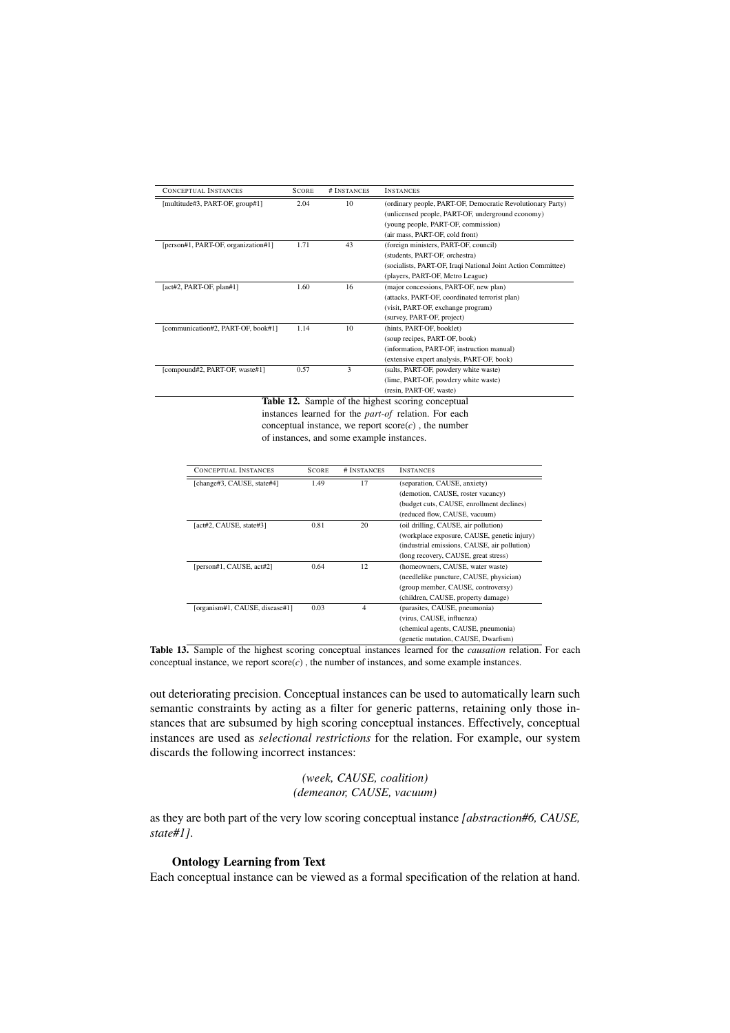| Conceptual Instances | Score | # Instances | Instances |
|---|---|---|---|
| [multitude#3, PART-OF, group#1] | 2.04 | 10 | (ordinary people, PART-OF, Democratic Revolutionary Party) |
| | | | (unlicensed people, PART-OF, underground economy) |
| | | | (young people, PART-OF, commission) |
| | | | (air mass, PART-OF, cold front) |
| [person#1, PART-OF, organization#1] | 1.71 | 43 | (foreign ministers, PART-OF, council) |
| | | | (students, PART-OF, orchestra) |
| | | | (socialists, PART-OF, Iraqi National Joint Action Committee) |
| | | | (players, PART-OF, Metro League) |
| [act#2, PART-OF, plan#1] | 1.60 | 16 | (major concessions, PART-OF, new plan) |
| | | | (attacks, PART-OF, coordinated terrorist plan) |
| | | | (visit, PART-OF, exchange program) |
| | | | (survey, PART-OF, project) |
| [communication#2, PART-OF, book#1] | 1.14 | 10 | (hints, PART-OF, booklet) |
| | | | (soup recipes, PART-OF, book) |
| | | | (information, PART-OF, instruction manual) |
| | | | (extensive expert analysis, PART-OF, book) |
| [compound#2, PART-OF, waste#1] | 0.57 | 3 | (salts, PART-OF, powdery white waste) |
| | | | (lime, PART-OF, powdery white waste) |
| | | | (resin, PART-OF, waste) |

**Table 12.** Sample of the highest scoring conceptual instances learned for the *part-of* relation. For each conceptual instance, we report score($c$) , the number of instances, and some example instances.

| Conceptual Instances | Score | # Instances | Instances |
|---|---|---|---|
| [change#3, CAUSE, state#4] | 1.49 | 17 | (separation, CAUSE, anxiety) |
| | | | (demotion, CAUSE, roster vacancy) |
| | | | (budget cuts, CAUSE, enrollment declines) |
| | | | (reduced flow, CAUSE, vacuum) |
| [act#2, CAUSE, state#3] | 0.81 | 20 | (oil drilling, CAUSE, air pollution) |
| | | | (workplace exposure, CAUSE, genetic injury) |
| | | | (industrial emissions, CAUSE, air pollution) |
| | | | (long recovery, CAUSE, great stress) |
| [person#1, CAUSE, act#2] | 0.64 | 12 | (homeowners, CAUSE, water waste) |
| | | | (needlelike puncture, CAUSE, physician) |
| | | | (group member, CAUSE, controversy) |
| | | | (children, CAUSE, property damage) |
| [organism#1, CAUSE, disease#1] | 0.03 | 4 | (parasites, CAUSE, pneumonia) |
| | | | (virus, CAUSE, influenza) |
| | | | (chemical agents, CAUSE, pneumonia) |
| | | | (genetic mutation, CAUSE, Dwarfism) |

**Table 13.** Sample of the highest scoring conceptual instances learned for the *causation* relation. For each conceptual instance, we report score($c$) , the number of instances, and some example instances.

out deteriorating precision. Conceptual instances can be used to automatically learn such semantic constraints by acting as a filter for generic patterns, retaining only those instances that are subsumed by high scoring conceptual instances. Effectively, conceptual instances are used as *selectional restrictions* for the relation. For example, our system discards the following incorrect instances:

*(week, CAUSE, coalition)*
*(demeanor, CAUSE, vacuum)*

as they are both part of the very low scoring conceptual instance *[abstraction#6, CAUSE, state#1]*.

### Ontology Learning from Text

Each conceptual instance can be viewed as a formal specification of the relation at hand.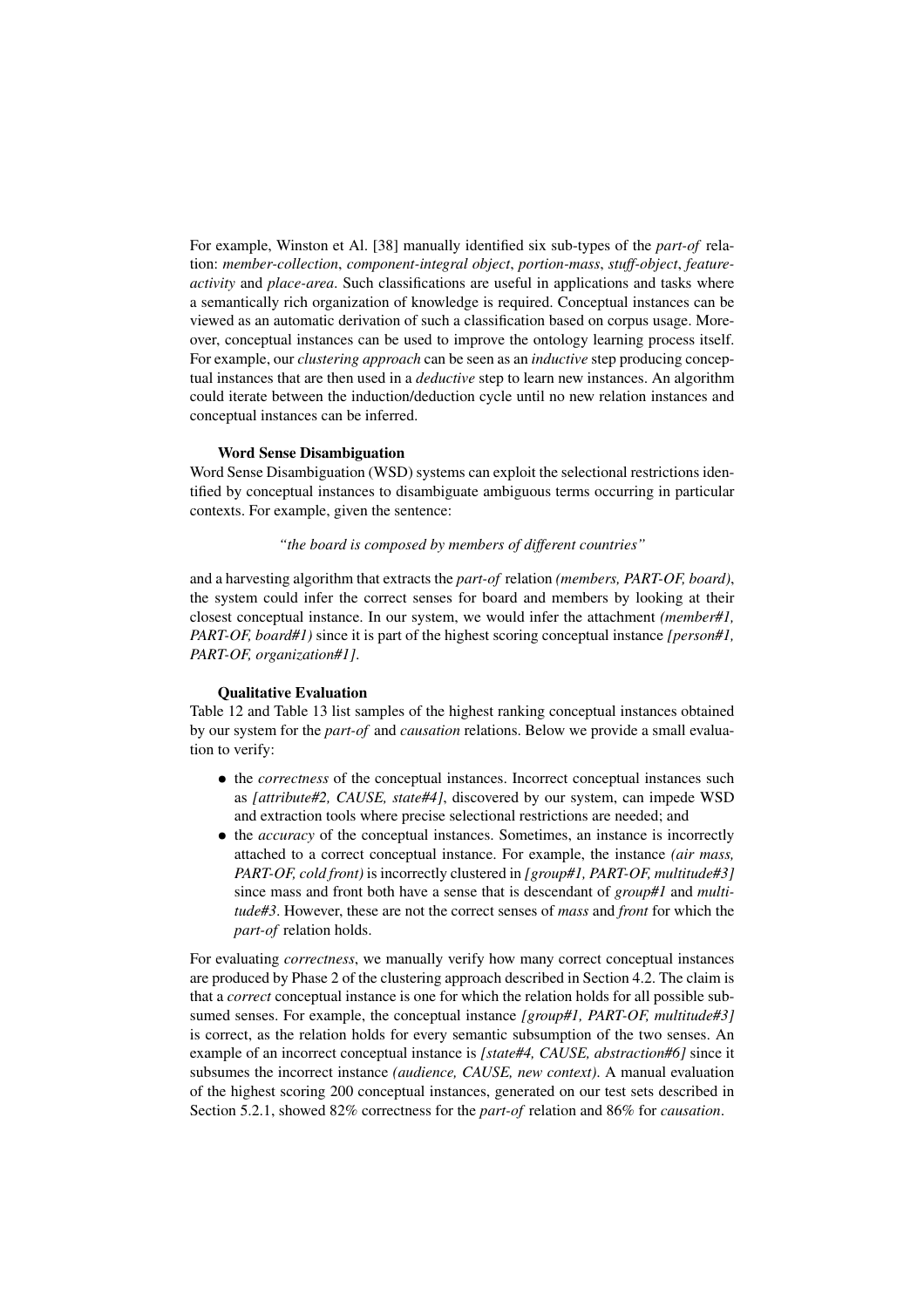For example, Winston et Al. [38] manually identified six sub-types of the *part-of* relation: *member-collection*, *component-integral object*, *portion-mass*, *stuff-object*, *feature-activity* and *place-area*. Such classifications are useful in applications and tasks where a semantically rich organization of knowledge is required. Conceptual instances can be viewed as an automatic derivation of such a classification based on corpus usage. Moreover, conceptual instances can be used to improve the ontology learning process itself. For example, our *clustering approach* can be seen as an *inductive* step producing conceptual instances that are then used in a *deductive* step to learn new instances. An algorithm could iterate between the induction/deduction cycle until no new relation instances and conceptual instances can be inferred.

**Word Sense Disambiguation**

Word Sense Disambiguation (WSD) systems can exploit the selectional restrictions identified by conceptual instances to disambiguate ambiguous terms occurring in particular contexts. For example, given the sentence:

*"the board is composed by members of different countries"*

and a harvesting algorithm that extracts the *part-of* relation *(members, PART-OF, board)*, the system could infer the correct senses for board and members by looking at their closest conceptual instance. In our system, we would infer the attachment *(member#1, PART-OF, board#1)* since it is part of the highest scoring conceptual instance *[person#1, PART-OF, organization#1]*.

**Qualitative Evaluation**

Table 12 and Table 13 list samples of the highest ranking conceptual instances obtained by our system for the *part-of* and *causation* relations. Below we provide a small evaluation to verify:

- the *correctness* of the conceptual instances. Incorrect conceptual instances such as *[attribute#2, CAUSE, state#4]*, discovered by our system, can impede WSD and extraction tools where precise selectional restrictions are needed; and
- the *accuracy* of the conceptual instances. Sometimes, an instance is incorrectly attached to a correct conceptual instance. For example, the instance *(air mass, PART-OF, cold front)* is incorrectly clustered in *[group#1, PART-OF, multitude#3]* since mass and front both have a sense that is descendant of *group#1* and *multitude#3*. However, these are not the correct senses of *mass* and *front* for which the *part-of* relation holds.

For evaluating *correctness*, we manually verify how many correct conceptual instances are produced by Phase 2 of the clustering approach described in Section 4.2. The claim is that a *correct* conceptual instance is one for which the relation holds for all possible subsumed senses. For example, the conceptual instance *[group#1, PART-OF, multitude#3]* is correct, as the relation holds for every semantic subsumption of the two senses. An example of an incorrect conceptual instance is *[state#4, CAUSE, abstraction#6]* since it subsumes the incorrect instance *(audience, CAUSE, new context)*. A manual evaluation of the highest scoring 200 conceptual instances, generated on our test sets described in Section 5.2.1, showed 82% correctness for the *part-of* relation and 86% for *causation*.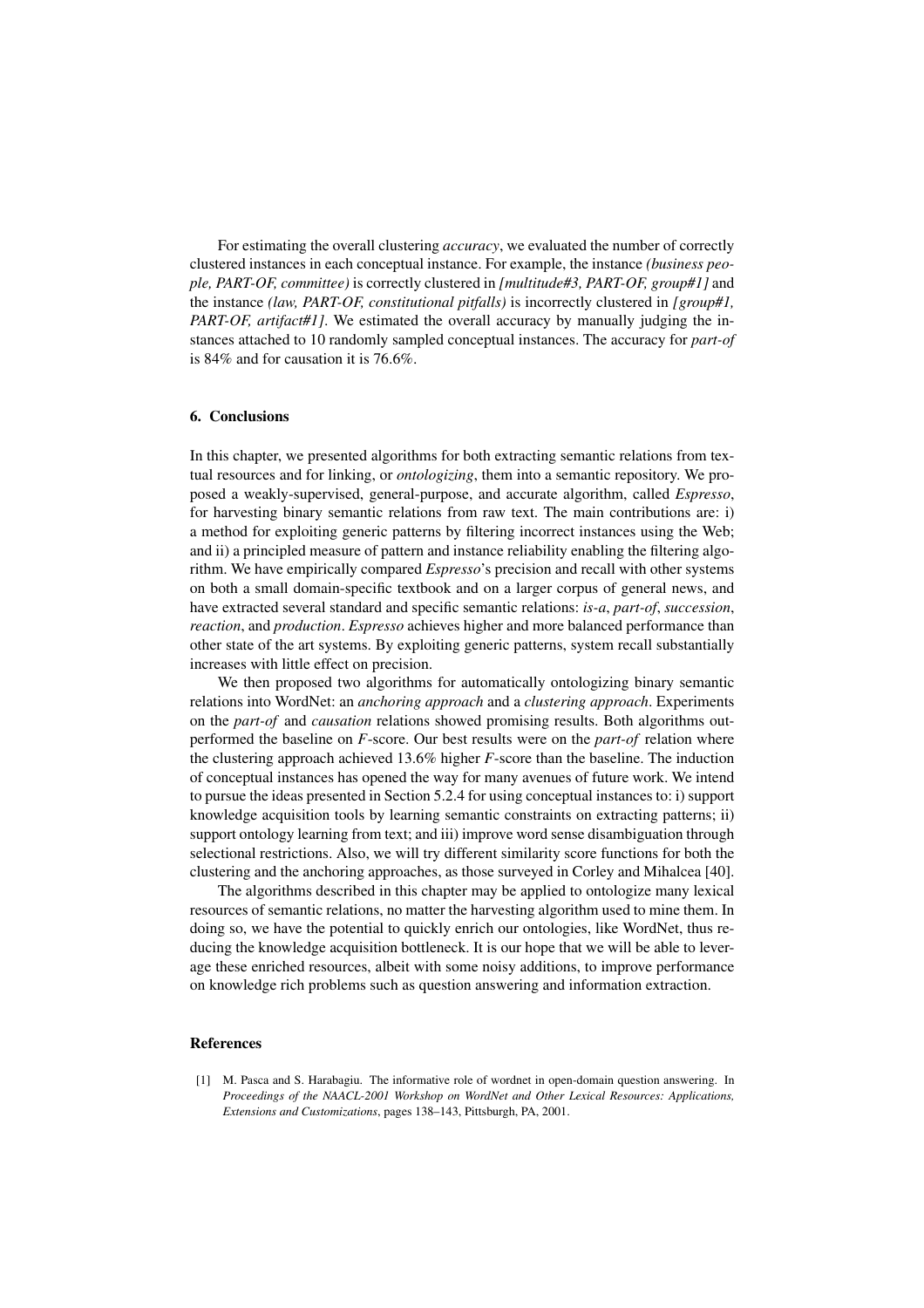For estimating the overall clustering *accuracy*, we evaluated the number of correctly clustered instances in each conceptual instance. For example, the instance *(business people, PART-OF, committee)* is correctly clustered in *[multitude#3, PART-OF, group#1]* and the instance *(law, PART-OF, constitutional pitfalls)* is incorrectly clustered in *[group#1, PART-OF, artifact#1]*. We estimated the overall accuracy by manually judging the instances attached to 10 randomly sampled conceptual instances. The accuracy for *part-of* is 84% and for causation it is 76.6%.

## 6. Conclusions

In this chapter, we presented algorithms for both extracting semantic relations from textual resources and for linking, or *ontologizing*, them into a semantic repository. We proposed a weakly-supervised, general-purpose, and accurate algorithm, called *Espresso*, for harvesting binary semantic relations from raw text. The main contributions are: i) a method for exploiting generic patterns by filtering incorrect instances using the Web; and ii) a principled measure of pattern and instance reliability enabling the filtering algorithm. We have empirically compared *Espresso*'s precision and recall with other systems on both a small domain-specific textbook and on a larger corpus of general news, and have extracted several standard and specific semantic relations: *is-a*, *part-of*, *succession*, *reaction*, and *production*. *Espresso* achieves higher and more balanced performance than other state of the art systems. By exploiting generic patterns, system recall substantially increases with little effect on precision.

We then proposed two algorithms for automatically ontologizing binary semantic relations into WordNet: an *anchoring approach* and a *clustering approach*. Experiments on the *part-of* and *causation* relations showed promising results. Both algorithms outperformed the baseline on *F*-score. Our best results were on the *part-of* relation where the clustering approach achieved 13.6% higher *F*-score than the baseline. The induction of conceptual instances has opened the way for many avenues of future work. We intend to pursue the ideas presented in Section 5.2.4 for using conceptual instances to: i) support knowledge acquisition tools by learning semantic constraints on extracting patterns; ii) support ontology learning from text; and iii) improve word sense disambiguation through selectional restrictions. Also, we will try different similarity score functions for both the clustering and the anchoring approaches, as those surveyed in Corley and Mihalcea [40].

The algorithms described in this chapter may be applied to ontologize many lexical resources of semantic relations, no matter the harvesting algorithm used to mine them. In doing so, we have the potential to quickly enrich our ontologies, like WordNet, thus reducing the knowledge acquisition bottleneck. It is our hope that we will be able to leverage these enriched resources, albeit with some noisy additions, to improve performance on knowledge rich problems such as question answering and information extraction.

## References

[1] M. Pasca and S. Harabagiu. The informative role of wordnet in open-domain question answering. In *Proceedings of the NAACL-2001 Workshop on WordNet and Other Lexical Resources: Applications, Extensions and Customizations*, pages 138–143, Pittsburgh, PA, 2001.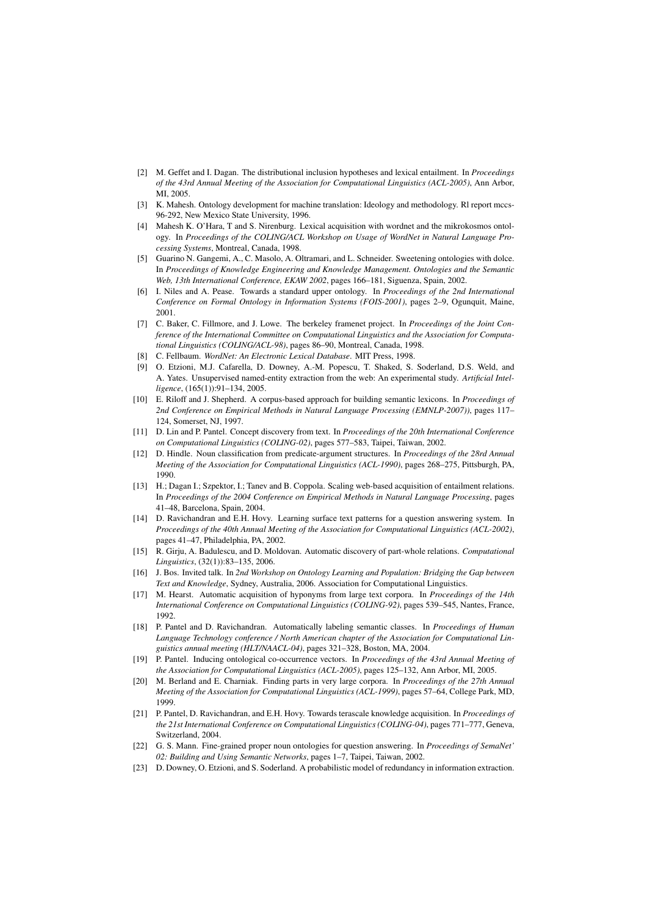[2] M. Geffet and I. Dagan. The distributional inclusion hypotheses and lexical entailment. In *Proceedings of the 43rd Annual Meeting of the Association for Computational Linguistics (ACL-2005)*, Ann Arbor, MI, 2005.

[3] K. Mahesh. Ontology development for machine translation: Ideology and methodology. Rl report mccs-96-292, New Mexico State University, 1996.

[4] Mahesh K. O'Hara, T and S. Nirenburg. Lexical acquisition with wordnet and the mikrokosmos ontology. In *Proceedings of the COLING/ACL Workshop on Usage of WordNet in Natural Language Processing Systems*, Montreal, Canada, 1998.

[5] Guarino N. Gangemi, A., C. Masolo, A. Oltramari, and L. Schneider. Sweetening ontologies with dolce. In *Proceedings of Knowledge Engineering and Knowledge Management. Ontologies and the Semantic Web, 13th International Conference, EKAW 2002*, pages 166–181, Siguenza, Spain, 2002.

[6] I. Niles and A. Pease. Towards a standard upper ontology. In *Proceedings of the 2nd International Conference on Formal Ontology in Information Systems (FOIS-2001)*, pages 2–9, Ogunquit, Maine, 2001.

[7] C. Baker, C. Fillmore, and J. Lowe. The berkeley framenet project. In *Proceedings of the Joint Conference of the International Committee on Computational Linguistics and the Association for Computational Linguistics (COLING/ACL-98)*, pages 86–90, Montreal, Canada, 1998.

[8] C. Fellbaum. *WordNet: An Electronic Lexical Database*. MIT Press, 1998.

[9] O. Etzioni, M.J. Cafarella, D. Downey, A.-M. Popescu, T. Shaked, S. Soderland, D.S. Weld, and A. Yates. Unsupervised named-entity extraction from the web: An experimental study. *Artificial Intelligence*, (165(1)):91–134, 2005.

[10] E. Riloff and J. Shepherd. A corpus-based approach for building semantic lexicons. In *Proceedings of 2nd Conference on Empirical Methods in Natural Language Processing (EMNLP-2007))*, pages 117–124, Somerset, NJ, 1997.

[11] D. Lin and P. Pantel. Concept discovery from text. In *Proceedings of the 20th International Conference on Computational Linguistics (COLING-02)*, pages 577–583, Taipei, Taiwan, 2002.

[12] D. Hindle. Noun classification from predicate-argument structures. In *Proceedings of the 28rd Annual Meeting of the Association for Computational Linguistics (ACL-1990)*, pages 268–275, Pittsburgh, PA, 1990.

[13] H.; Dagan I.; Szpektor, I.; Tanev and B. Coppola. Scaling web-based acquisition of entailment relations. In *Proceedings of the 2004 Conference on Empirical Methods in Natural Language Processing*, pages 41–48, Barcelona, Spain, 2004.

[14] D. Ravichandran and E.H. Hovy. Learning surface text patterns for a question answering system. In *Proceedings of the 40th Annual Meeting of the Association for Computational Linguistics (ACL-2002)*, pages 41–47, Philadelphia, PA, 2002.

[15] R. Girju, A. Badulescu, and D. Moldovan. Automatic discovery of part-whole relations. *Computational Linguistics*, (32(1)):83–135, 2006.

[16] J. Bos. Invited talk. In *2nd Workshop on Ontology Learning and Population: Bridging the Gap between Text and Knowledge*, Sydney, Australia, 2006. Association for Computational Linguistics.

[17] M. Hearst. Automatic acquisition of hyponyms from large text corpora. In *Proceedings of the 14th International Conference on Computational Linguistics (COLING-92)*, pages 539–545, Nantes, France, 1992.

[18] P. Pantel and D. Ravichandran. Automatically labeling semantic classes. In *Proceedings of Human Language Technology conference / North American chapter of the Association for Computational Linguistics annual meeting (HLT/NAACL-04)*, pages 321–328, Boston, MA, 2004.

[19] P. Pantel. Inducing ontological co-occurrence vectors. In *Proceedings of the 43rd Annual Meeting of the Association for Computational Linguistics (ACL-2005)*, pages 125–132, Ann Arbor, MI, 2005.

[20] M. Berland and E. Charniak. Finding parts in very large corpora. In *Proceedings of the 27th Annual Meeting of the Association for Computational Linguistics (ACL-1999)*, pages 57–64, College Park, MD, 1999.

[21] P. Pantel, D. Ravichandran, and E.H. Hovy. Towards terascale knowledge acquisition. In *Proceedings of the 21st International Conference on Computational Linguistics (COLING-04)*, pages 771–777, Geneva, Switzerland, 2004.

[22] G. S. Mann. Fine-grained proper noun ontologies for question answering. In *Proceedings of SemaNet' 02: Building and Using Semantic Networks*, pages 1–7, Taipei, Taiwan, 2002.

[23] D. Downey, O. Etzioni, and S. Soderland. A probabilistic model of redundancy in information extraction.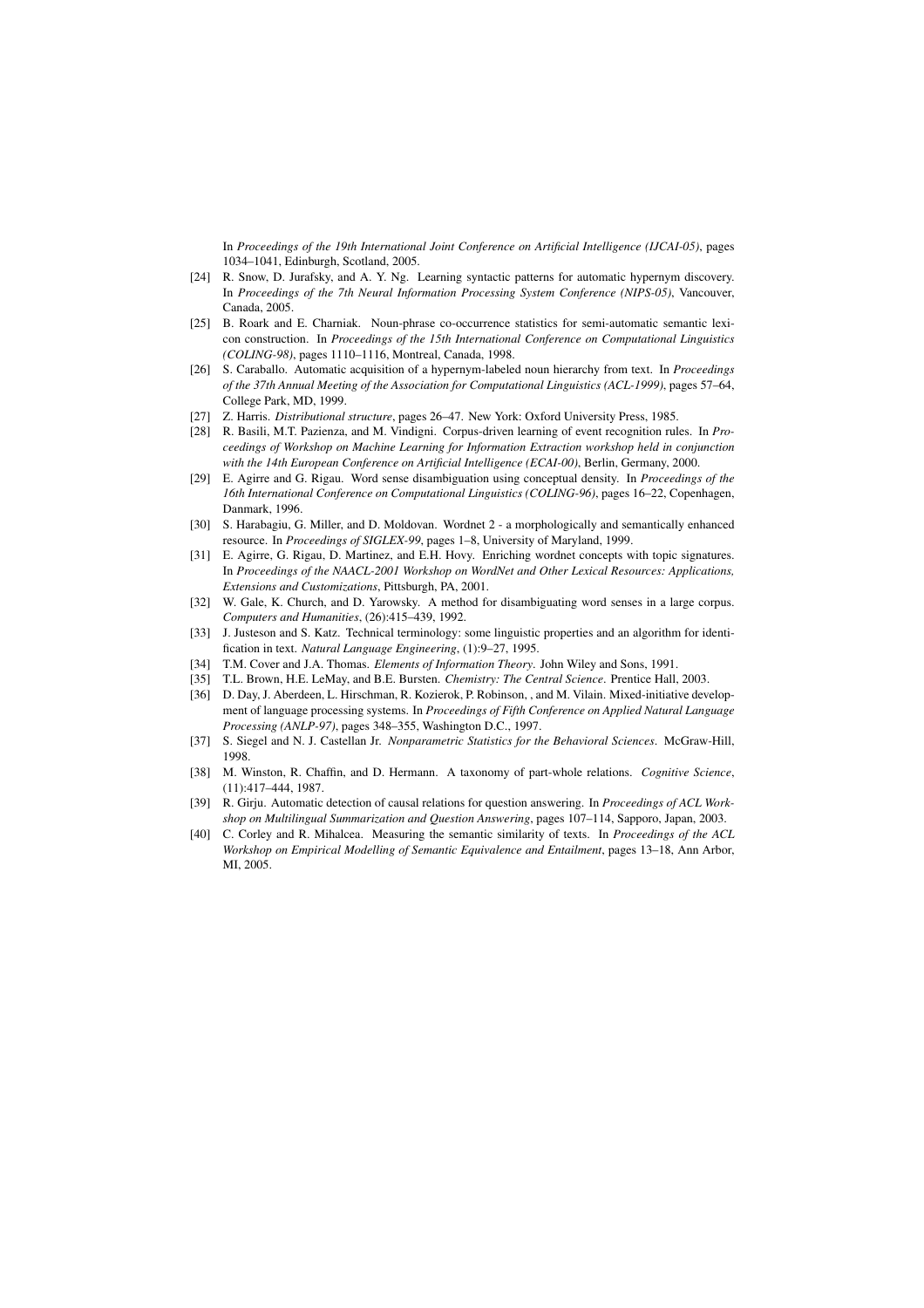In *Proceedings of the 19th International Joint Conference on Artificial Intelligence (IJCAI-05)*, pages 1034–1041, Edinburgh, Scotland, 2005.

[24] R. Snow, D. Jurafsky, and A. Y. Ng. Learning syntactic patterns for automatic hypernym discovery. In *Proceedings of the 7th Neural Information Processing System Conference (NIPS-05)*, Vancouver, Canada, 2005.

[25] B. Roark and E. Charniak. Noun-phrase co-occurrence statistics for semi-automatic semantic lexicon construction. In *Proceedings of the 15th International Conference on Computational Linguistics (COLING-98)*, pages 1110–1116, Montreal, Canada, 1998.

[26] S. Caraballo. Automatic acquisition of a hypernym-labeled noun hierarchy from text. In *Proceedings of the 37th Annual Meeting of the Association for Computational Linguistics (ACL-1999)*, pages 57–64, College Park, MD, 1999.

[27] Z. Harris. *Distributional structure*, pages 26–47. New York: Oxford University Press, 1985.

[28] R. Basili, M.T. Pazienza, and M. Vindigni. Corpus-driven learning of event recognition rules. In *Proceedings of Workshop on Machine Learning for Information Extraction workshop held in conjunction with the 14th European Conference on Artificial Intelligence (ECAI-00)*, Berlin, Germany, 2000.

[29] E. Agirre and G. Rigau. Word sense disambiguation using conceptual density. In *Proceedings of the 16th International Conference on Computational Linguistics (COLING-96)*, pages 16–22, Copenhagen, Danmark, 1996.

[30] S. Harabagiu, G. Miller, and D. Moldovan. Wordnet 2 - a morphologically and semantically enhanced resource. In *Proceedings of SIGLEX-99*, pages 1–8, University of Maryland, 1999.

[31] E. Agirre, G. Rigau, D. Martinez, and E.H. Hovy. Enriching wordnet concepts with topic signatures. In *Proceedings of the NAACL-2001 Workshop on WordNet and Other Lexical Resources: Applications, Extensions and Customizations*, Pittsburgh, PA, 2001.

[32] W. Gale, K. Church, and D. Yarowsky. A method for disambiguating word senses in a large corpus. *Computers and Humanities*, (26):415–439, 1992.

[33] J. Justeson and S. Katz. Technical terminology: some linguistic properties and an algorithm for identification in text. *Natural Language Engineering*, (1):9–27, 1995.

[34] T.M. Cover and J.A. Thomas. *Elements of Information Theory*. John Wiley and Sons, 1991.

[35] T.L. Brown, H.E. LeMay, and B.E. Bursten. *Chemistry: The Central Science*. Prentice Hall, 2003.

[36] D. Day, J. Aberdeen, L. Hirschman, R. Kozierok, P. Robinson, , and M. Vilain. Mixed-initiative development of language processing systems. In *Proceedings of Fifth Conference on Applied Natural Language Processing (ANLP-97)*, pages 348–355, Washington D.C., 1997.

[37] S. Siegel and N. J. Castellan Jr. *Nonparametric Statistics for the Behavioral Sciences*. McGraw-Hill, 1998.

[38] M. Winston, R. Chaffin, and D. Hermann. A taxonomy of part-whole relations. *Cognitive Science*, (11):417–444, 1987.

[39] R. Girju. Automatic detection of causal relations for question answering. In *Proceedings of ACL Workshop on Multilingual Summarization and Question Answering*, pages 107–114, Sapporo, Japan, 2003.

[40] C. Corley and R. Mihalcea. Measuring the semantic similarity of texts. In *Proceedings of the ACL Workshop on Empirical Modelling of Semantic Equivalence and Entailment*, pages 13–18, Ann Arbor, MI, 2005.